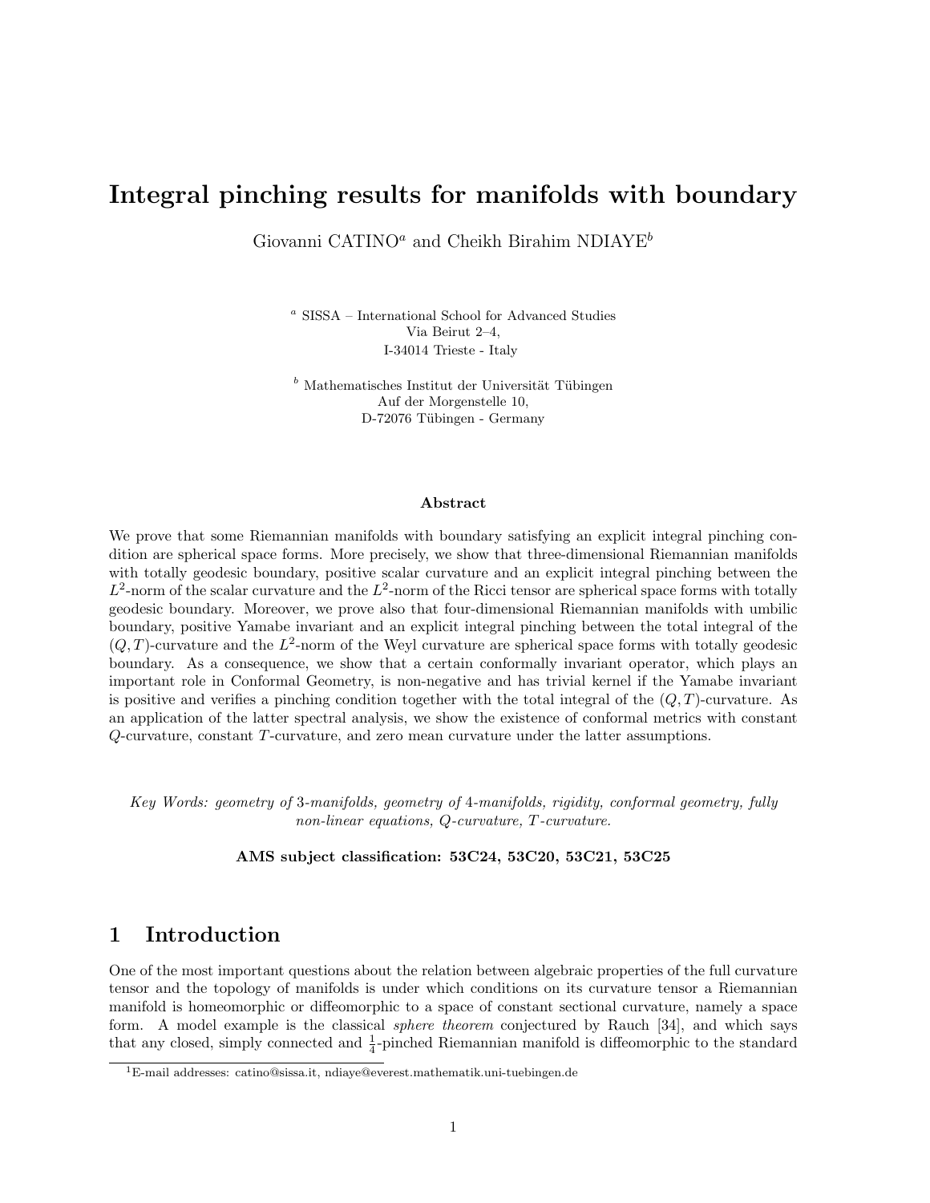# Integral pinching results for manifolds with boundary

Giovanni CATINO[a] and Cheikh Birahim NDIAYE[b]

[a] SISSA – International School for Advanced Studies
Via Beirut 2–4,
I-34014 Trieste - Italy

[b] Mathematisches Institut der Universität Tübingen
Auf der Morgenstelle 10,
D-72076 Tübingen - Germany

### Abstract

We prove that some Riemannian manifolds with boundary satisfying an explicit integral pinching condition are spherical space forms. More precisely, we show that three-dimensional Riemannian manifolds with totally geodesic boundary, positive scalar curvature and an explicit integral pinching between the $L^2$-norm of the scalar curvature and the $L^2$-norm of the Ricci tensor are spherical space forms with totally geodesic boundary. Moreover, we prove also that four-dimensional Riemannian manifolds with umbilic boundary, positive Yamabe invariant and an explicit integral pinching between the total integral of the $(Q,T)$-curvature and the $L^2$-norm of the Weyl curvature are spherical space forms with totally geodesic boundary. As a consequence, we show that a certain conformally invariant operator, which plays an important role in Conformal Geometry, is non-negative and has trivial kernel if the Yamabe invariant is positive and verifies a pinching condition together with the total integral of the $(Q,T)$-curvature. As an application of the latter spectral analysis, we show the existence of conformal metrics with constant $Q$-curvature, constant $T$-curvature, and zero mean curvature under the latter assumptions.

*Key Words: geometry of 3-manifolds, geometry of 4-manifolds, rigidity, conformal geometry, fully non-linear equations, Q-curvature, T-curvature.*

**AMS subject classification: 53C24, 53C20, 53C21, 53C25**

## 1 Introduction

One of the most important questions about the relation between algebraic properties of the full curvature tensor and the topology of manifolds is under which conditions on its curvature tensor a Riemannian manifold is homeomorphic or diffeomorphic to a space of constant sectional curvature, namely a space form. A model example is the classical *sphere theorem* conjectured by Rauch [34], and which says that any closed, simply connected and $\frac{1}{4}$-pinched Riemannian manifold is diffeomorphic to the standard

[1] E-mail addresses: catino@sissa.it, ndiaye@everest.mathematik.uni-tuebingen.de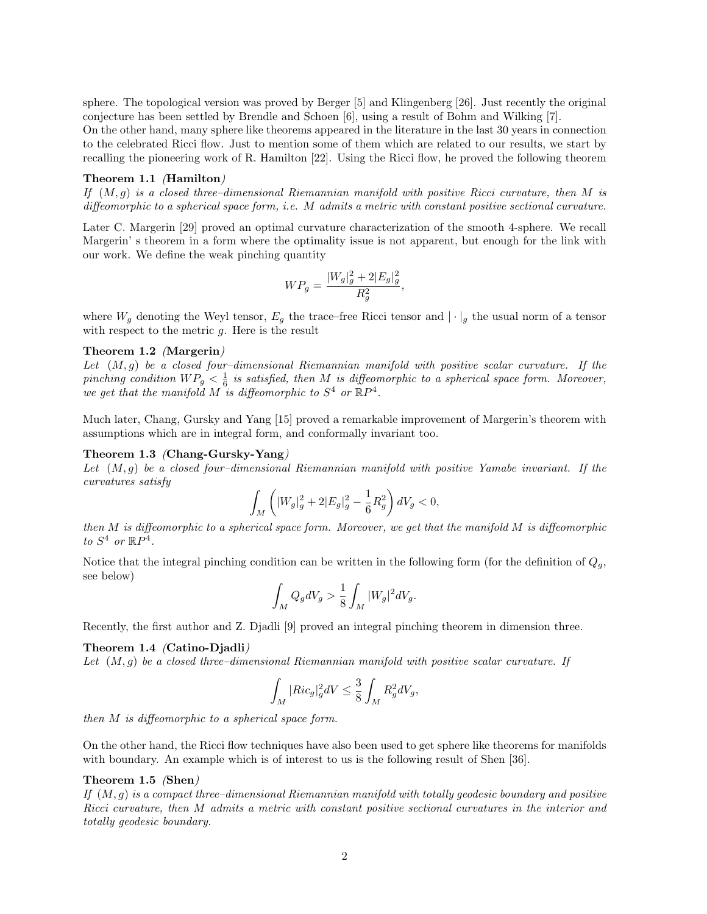sphere. The topological version was proved by Berger [5] and Klingenberg [26]. Just recently the original conjecture has been settled by Brendle and Schoen [6], using a result of Bohm and Wilking [7].
On the other hand, many sphere like theorems appeared in the literature in the last 30 years in connection to the celebrated Ricci flow. Just to mention some of them which are related to our results, we start by recalling the pioneering work of R. Hamilton [22]. Using the Ricci flow, he proved the following theorem

**Theorem 1.1** *(***Hamilton***)*
*If $(M, g)$ is a closed three–dimensional Riemannian manifold with positive Ricci curvature, then $M$ is diffeomorphic to a spherical space form, i.e. $M$ admits a metric with constant positive sectional curvature.*

Later C. Margerin [29] proved an optimal curvature characterization of the smooth 4-sphere. We recall Margerin' s theorem in a form where the optimality issue is not apparent, but enough for the link with our work. We define the weak pinching quantity

$$WP_g = \frac{|W_g|_g^2 + 2|E_g|_g^2}{R_g^2},$$

where $W_g$ denoting the Weyl tensor, $E_g$ the trace–free Ricci tensor and $|\cdot|_g$ the usual norm of a tensor with respect to the metric $g$. Here is the result

**Theorem 1.2** *(***Margerin***)*
*Let $(M, g)$ be a closed four–dimensional Riemannian manifold with positive scalar curvature. If the pinching condition $WP_g < \frac{1}{6}$ is satisfied, then $M$ is diffeomorphic to a spherical space form. Moreover, we get that the manifold $M$ is diffeomorphic to $S^4$ or $\mathbb{R}P^4$.*

Much later, Chang, Gursky and Yang [15] proved a remarkable improvement of Margerin's theorem with assumptions which are in integral form, and conformally invariant too.

**Theorem 1.3** *(***Chang-Gursky-Yang***)*
*Let $(M, g)$ be a closed four–dimensional Riemannian manifold with positive Yamabe invariant. If the curvatures satisfy*

$$\int_M \left( |W_g|_g^2 + 2|E_g|_g^2 - \frac{1}{6}R_g^2 \right) dV_g < 0,$$

*then $M$ is diffeomorphic to a spherical space form. Moreover, we get that the manifold $M$ is diffeomorphic to $S^4$ or $\mathbb{R}P^4$.*

Notice that the integral pinching condition can be written in the following form (for the definition of $Q_g$, see below)

$$\int_M Q_g dV_g > \frac{1}{8} \int_M |W_g|^2 dV_g.$$

Recently, the first author and Z. Djadli [9] proved an integral pinching theorem in dimension three.

**Theorem 1.4** *(***Catino-Djadli***)*
*Let $(M, g)$ be a closed three–dimensional Riemannian manifold with positive scalar curvature. If*

$$\int_M |Ric_g|_g^2 dV \leq \frac{3}{8} \int_M R_g^2 dV_g,$$

*then $M$ is diffeomorphic to a spherical space form.*

On the other hand, the Ricci flow techniques have also been used to get sphere like theorems for manifolds with boundary. An example which is of interest to us is the following result of Shen [36].

**Theorem 1.5** *(***Shen***)*
*If $(M, g)$ is a compact three–dimensional Riemannian manifold with totally geodesic boundary and positive Ricci curvature, then $M$ admits a metric with constant positive sectional curvatures in the interior and totally geodesic boundary.*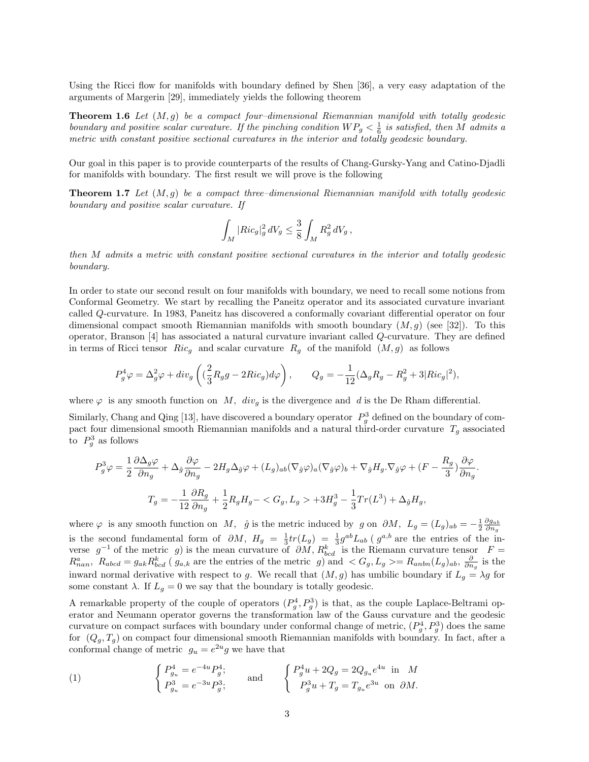Using the Ricci flow for manifolds with boundary defined by Shen [36], a very easy adaptation of the arguments of Margerin [29], immediately yields the following theorem

**Theorem 1.6** *Let $(M, g)$ be a compact four–dimensional Riemannian manifold with totally geodesic boundary and positive scalar curvature. If the pinching condition $WP_g < \frac{1}{6}$ is satisfied, then $M$ admits a metric with constant positive sectional curvatures in the interior and totally geodesic boundary.*

Our goal in this paper is to provide counterparts of the results of Chang-Gursky-Yang and Catino-Djadli for manifolds with boundary. The first result we will prove is the following

**Theorem 1.7** *Let $(M, g)$ be a compact three–dimensional Riemannian manifold with totally geodesic boundary and positive scalar curvature. If*

$$\int_M |Ric_g|_g^2 \, dV_g \leq \frac{3}{8} \int_M R_g^2 \, dV_g \,,$$

*then $M$ admits a metric with constant positive sectional curvatures in the interior and totally geodesic boundary.*

In order to state our second result on four manifolds with boundary, we need to recall some notions from Conformal Geometry. We start by recalling the Paneitz operator and its associated curvature invariant called $Q$-curvature. In 1983, Paneitz has discovered a conformally covariant differential operator on four dimensional compact smooth Riemannian manifolds with smooth boundary $(M, g)$ (see [32]). To this operator, Branson [4] has associated a natural curvature invariant called $Q$-curvature. They are defined in terms of Ricci tensor $Ric_g$ and scalar curvature $R_g$ of the manifold $(M, g)$ as follows

$$P^4_g \varphi = \Delta_g^2 \varphi + div_g \left( (\frac{2}{3} R_g g - 2Ric_g) d\varphi \right), \qquad Q_g = -\frac{1}{12}(\Delta_g R_g - R_g^2 + 3|Ric_g|^2),$$

where $\varphi$ is any smooth function on $M$, $div_g$ is the divergence and $d$ is the De Rham differential.

Similarly, Chang and Qing [13], have discovered a boundary operator $P^3_g$ defined on the boundary of compact four dimensional smooth Riemannian manifolds and a natural third-order curvature $T_g$ associated to $P^3_g$ as follows

$$P^3_g \varphi = \frac{1}{2} \frac{\partial \Delta_g \varphi}{\partial n_g} + \Delta_{\hat{g}} \frac{\partial \varphi}{\partial n_g} - 2H_g \Delta_{\hat{g}} \varphi + (L_g)_{ab} (\nabla_{\hat{g}} \varphi)_a (\nabla_{\hat{g}} \varphi)_b + \nabla_{\hat{g}} H_g . \nabla_{\hat{g}} \varphi + (F - \frac{R_g}{3}) \frac{\partial \varphi}{\partial n_g}.$$

$$T_g = -\frac{1}{12} \frac{\partial R_g}{\partial n_g} + \frac{1}{2} R_g H_g - < G_g, L_g > + 3H_g^3 - \frac{1}{3} Tr(L^3) + \Delta_{\hat{g}} H_g,$$

where $\varphi$ is any smooth function on $M$, $\hat{g}$ is the metric induced by $g$ on $\partial M$, $L_g = (L_g)_{ab} = -\frac{1}{2} \frac{\partial g_{ab}}{\partial n_g}$ is the second fundamental form of $\partial M$, $H_g = \frac{1}{3} tr(L_g) = \frac{1}{3} g^{ab} L_{ab}$ ( $g^{a,b}$ are the entries of the inverse $g^{-1}$ of the metric $g$) is the mean curvature of $\partial M$, $R^k_{bcd}$ is the Riemann curvature tensor $F = R^a_{nan}$, $R_{abcd} = g_{ak} R^k_{bcd}$ ( $g_{a,k}$ are the entries of the metric $g$) and $< G_g, L_g >= R_{anbn} (L_g)_{ab}$, $\frac{\partial}{\partial n_g}$ is the inward normal derivative with respect to $g$. We recall that $(M, g)$ has umbilic boundary if $L_g = \lambda g$ for some constant $\lambda$. If $L_g = 0$ we say that the boundary is totally geodesic.

A remarkable property of the couple of operators $(P^4_g, P^3_g)$ is that, as the couple Laplace-Beltrami operator and Neumann operator governs the transformation law of the Gauss curvature and the geodesic curvature on compact surfaces with boundary under conformal change of metric, $(P^4_g, P^3_g)$ does the same for $(Q_g, T_g)$ on compact four dimensional smooth Riemannian manifolds with boundary. In fact, after a conformal change of metric $g_u = e^{2u} g$ we have that

$$(1) \qquad \begin{cases} P^4_{g_u} = e^{-4u} P^4_g; \\ P^3_{g_u} = e^{-3u} P^3_g; \end{cases} \qquad \text{and} \qquad \begin{cases} P^4_g u + 2Q_g = 2Q_{g_u} e^{4u} \ \text{ in } \ M \\ P^3_g u + T_g = T_{g_u} e^{3u} \ \text{ on } \partial M. \end{cases}$$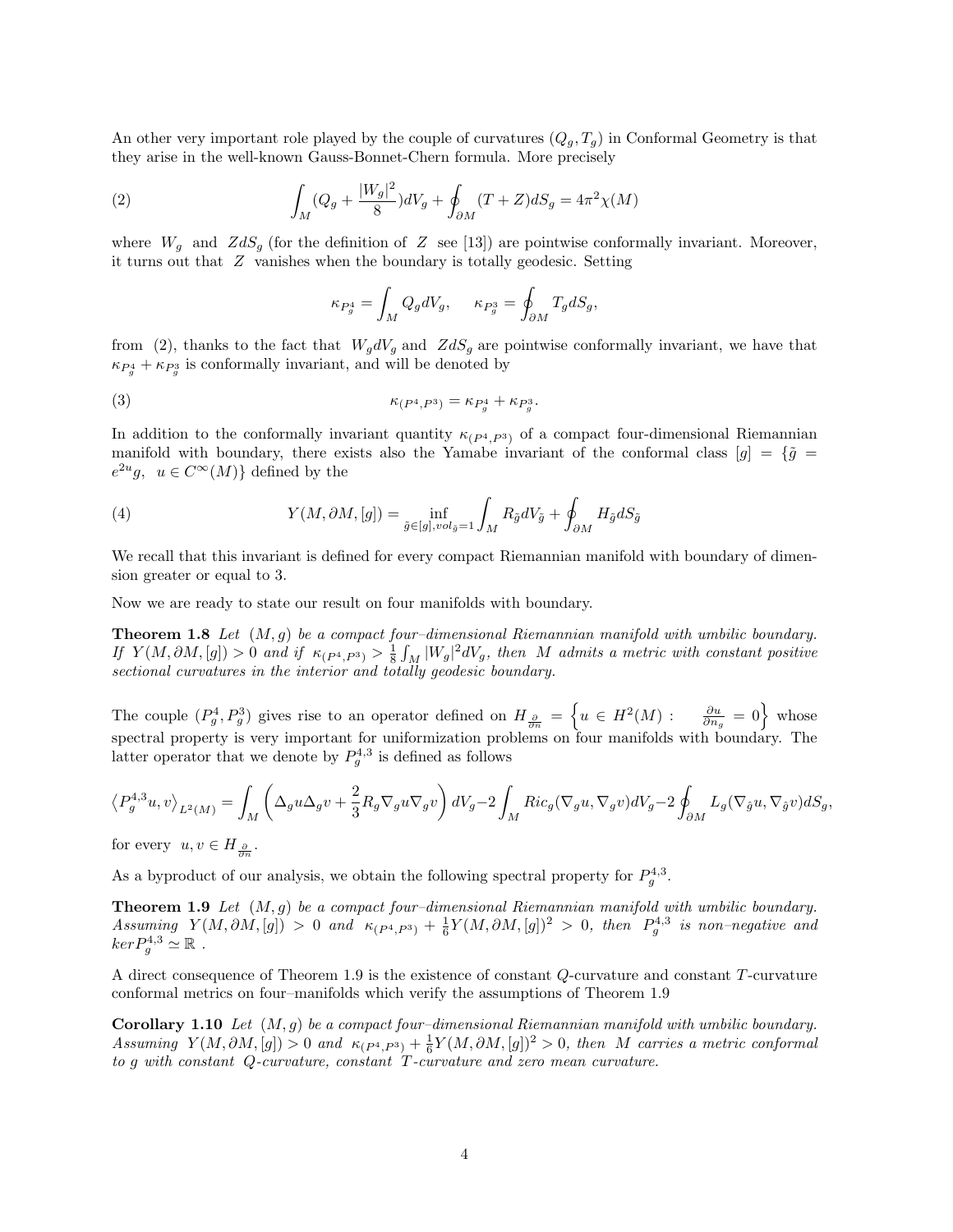An other very important role played by the couple of curvatures $(Q_g, T_g)$ in Conformal Geometry is that they arise in the well-known Gauss-Bonnet-Chern formula. More precisely

$$
\int_M (Q_g + \frac{|W_g|^2}{8}) dV_g + \oint_{\partial M} (T + Z) dS_g = 4\pi^2 \chi(M) \tag{2}
$$

where $W_g$ and $Z dS_g$ (for the definition of $Z$ see [13]) are pointwise conformally invariant. Moreover, it turns out that $Z$ vanishes when the boundary is totally geodesic. Setting

$$
\kappa_{P_g^4} = \int_M Q_g dV_g, \qquad \kappa_{P_g^3} = \oint_{\partial M} T_g dS_g,
$$

from (2), thanks to the fact that $W_g dV_g$ and $Z dS_g$ are pointwise conformally invariant, we have that $\kappa_{P_g^4} + \kappa_{P_g^3}$ is conformally invariant, and will be denoted by

$$
\kappa_{(P^4,P^3)} = \kappa_{P_g^4} + \kappa_{P_g^3}. \tag{3}
$$

In addition to the conformally invariant quantity $\kappa_{(P^4,P^3)}$ of a compact four-dimensional Riemannian manifold with boundary, there exists also the Yamabe invariant of the conformal class $[g] = \{\tilde{g} = e^{2u} g, \;\; u \in C^\infty(M)\}$ defined by the

$$
Y(M, \partial M, [g]) = \inf_{\tilde{g} \in [g], vol_{\tilde{g}} = 1} \int_M R_{\tilde{g}} dV_{\tilde{g}} + \oint_{\partial M} H_{\tilde{g}} dS_{\tilde{g}} \tag{4}
$$

We recall that this invariant is defined for every compact Riemannian manifold with boundary of dimension greater or equal to 3.

Now we are ready to state our result on four manifolds with boundary.

**Theorem 1.8** *Let $(M, g)$ be a compact four–dimensional Riemannian manifold with umbilic boundary. If $Y(M, \partial M, [g]) > 0$ and if $\kappa_{(P^4,P^3)} > \frac{1}{8} \int_M |W_g|^2 dV_g$, then $M$ admits a metric with constant positive sectional curvatures in the interior and totally geodesic boundary.*

The couple $(P_g^4, P_g^3)$ gives rise to an operator defined on $H_{\frac{\partial}{\partial n}} = \Big\{ u \in H^2(M) : \quad \frac{\partial u}{\partial n_g} = 0 \Big\}$ whose spectral property is very important for uniformization problems on four manifolds with boundary. The latter operator that we denote by $P_g^{4,3}$ is defined as follows

$$
\left\langle P_g^{4,3} u, v \right\rangle_{L^2(M)} = \int_M \left( \Delta_g u \Delta_g v + \frac{2}{3} R_g \nabla_g u \nabla_g v \right) dV_g - 2 \int_M Ric_g(\nabla_g u, \nabla_g v) dV_g - 2 \oint_{\partial M} L_g(\nabla_{\hat{g}} u, \nabla_{\hat{g}} v) dS_g,
$$

for every $u, v \in H_{\frac{\partial}{\partial n}}$.

As a byproduct of our analysis, we obtain the following spectral property for $P_g^{4,3}$.

**Theorem 1.9** *Let $(M, g)$ be a compact four–dimensional Riemannian manifold with umbilic boundary. Assuming $Y(M, \partial M, [g]) > 0$ and $\kappa_{(P^4,P^3)} + \frac{1}{6} Y(M, \partial M, [g])^2 > 0$, then $P_g^{4,3}$ is non–negative and $ker P_g^{4,3} \simeq \mathbb{R}$ .*

A direct consequence of Theorem 1.9 is the existence of constant $Q$-curvature and constant $T$-curvature conformal metrics on four–manifolds which verify the assumptions of Theorem 1.9

**Corollary 1.10** *Let $(M, g)$ be a compact four–dimensional Riemannian manifold with umbilic boundary. Assuming $Y(M, \partial M, [g]) > 0$ and $\kappa_{(P^4,P^3)} + \frac{1}{6} Y(M, \partial M, [g])^2 > 0$, then $M$ carries a metric conformal to $g$ with constant $Q$-curvature, constant $T$-curvature and zero mean curvature.*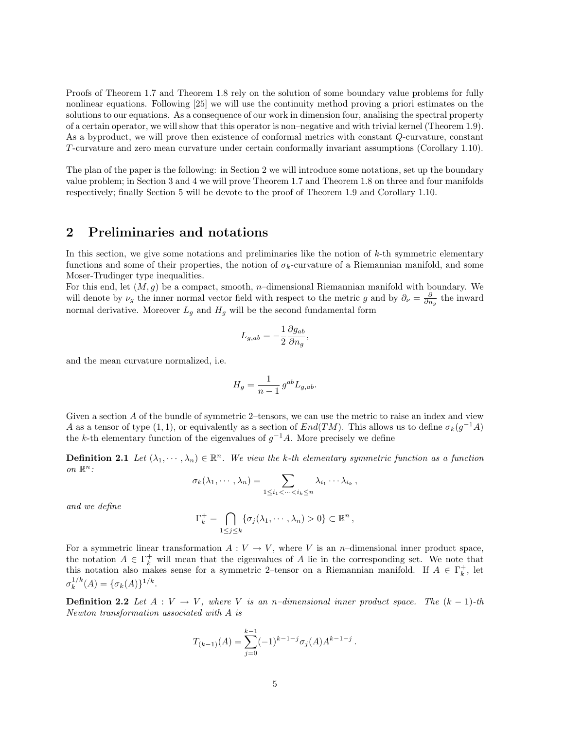Proofs of Theorem 1.7 and Theorem 1.8 rely on the solution of some boundary value problems for fully nonlinear equations. Following [25] we will use the continuity method proving a priori estimates on the solutions to our equations. As a consequence of our work in dimension four, analising the spectral property of a certain operator, we will show that this operator is non–negative and with trivial kernel (Theorem 1.9). As a byproduct, we will prove then existence of conformal metrics with constant $Q$-curvature, constant $T$-curvature and zero mean curvature under certain conformally invariant assumptions (Corollary 1.10).

The plan of the paper is the following: in Section 2 we will introduce some notations, set up the boundary value problem; in Section 3 and 4 we will prove Theorem 1.7 and Theorem 1.8 on three and four manifolds respectively; finally Section 5 will be devote to the proof of Theorem 1.9 and Corollary 1.10.

## 2 Preliminaries and notations

In this section, we give some notations and preliminaries like the notion of $k$-th symmetric elementary functions and some of their properties, the notion of $\sigma_k$-curvature of a Riemannian manifold, and some Moser-Trudinger type inequalities.
For this end, let $(M, g)$ be a compact, smooth, $n$–dimensional Riemannian manifold with boundary. We will denote by $\nu_g$ the inner normal vector field with respect to the metric $g$ and by $\partial_\nu = \frac{\partial}{\partial n_g}$ the inward normal derivative. Moreover $L_g$ and $H_g$ will be the second fundamental form

$$L_{g,ab} = -\frac{1}{2}\frac{\partial g_{ab}}{\partial n_g},$$

and the mean curvature normalized, i.e.

$$H_g = \frac{1}{n-1}\, g^{ab} L_{g,ab}.$$

Given a section $A$ of the bundle of symmetric 2–tensors, we can use the metric to raise an index and view $A$ as a tensor of type $(1, 1)$, or equivalently as a section of $End(TM)$. This allows us to define $\sigma_k(g^{-1}A)$ the $k$-th elementary function of the eigenvalues of $g^{-1}A$. More precisely we define

**Definition 2.1** *Let $(\lambda_1, \cdots, \lambda_n) \in \mathbb{R}^n$. We view the k-th elementary symmetric function as a function on $\mathbb{R}^n$:*

$$\sigma_k(\lambda_1, \cdots, \lambda_n) = \sum_{1\leq i_1<\cdots<i_k\leq n} \lambda_{i_1}\cdots\lambda_{i_k}\,,$$

*and we define*

$$\Gamma_k^+ = \bigcap_{1\leq j\leq k} \{\sigma_j(\lambda_1, \cdots, \lambda_n) > 0\} \subset \mathbb{R}^n\,,$$

For a symmetric linear transformation $A : V \to V$, where $V$ is an $n$–dimensional inner product space, the notation $A \in \Gamma_k^+$ will mean that the eigenvalues of $A$ lie in the corresponding set. We note that this notation also makes sense for a symmetric 2–tensor on a Riemannian manifold. If $A \in \Gamma_k^+$, let $\sigma_k^{1/k}(A) = \{\sigma_k(A)\}^{1/k}$.

**Definition 2.2** *Let $A : V \to V$, where $V$ is an $n$–dimensional inner product space. The $(k-1)$-th Newton transformation associated with $A$ is*

$$T_{(k-1)}(A) = \sum_{j=0}^{k-1}(-1)^{k-1-j}\sigma_j(A)A^{k-1-j}\,.$$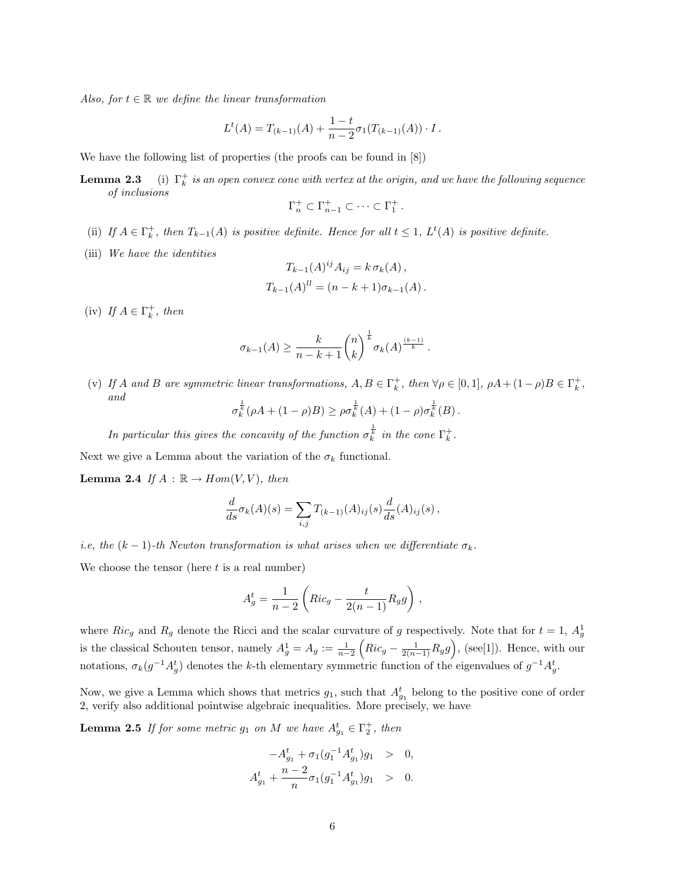*Also, for $t \in \mathbb{R}$ we define the linear transformation*

$$L^t(A) = T_{(k-1)}(A) + \frac{1-t}{n-2}\sigma_1(T_{(k-1)}(A)) \cdot I\,.$$

We have the following list of properties (the proofs can be found in [8])

**Lemma 2.3** *(i) $\Gamma_k^+$ is an open convex cone with vertex at the origin, and we have the following sequence of inclusions*

$$\Gamma_n^+ \subset \Gamma_{n-1}^+ \subset \cdots \subset \Gamma_1^+\,.$$

*(ii) If $A \in \Gamma_k^+$, then $T_{k-1}(A)$ is positive definite. Hence for all $t \leq 1$, $L^t(A)$ is positive definite.*

*(iii) We have the identities*

$$T_{k-1}(A)^{ij}A_{ij} = k\,\sigma_k(A)\,,$$

$$T_{k-1}(A)^{ll} = (n-k+1)\sigma_{k-1}(A)\,.$$

*(iv) If $A \in \Gamma_k^+$, then*

$$\sigma_{k-1}(A) \geq \frac{k}{n-k+1}\binom{n}{k}^{\frac{1}{k}}\sigma_k(A)^{\frac{(k-1)}{k}}\,.$$

*(v) If $A$ and $B$ are symmetric linear transformations, $A, B \in \Gamma_k^+$, then $\forall \rho \in [0,1]$, $\rho A + (1-\rho)B \in \Gamma_k^+$, and*

$$\sigma_k^{\frac{1}{k}}(\rho A + (1-\rho)B) \geq \rho\sigma_k^{\frac{1}{k}}(A) + (1-\rho)\sigma_k^{\frac{1}{k}}(B)\,.$$

*In particular this gives the concavity of the function $\sigma_k^{\frac{1}{k}}$ in the cone $\Gamma_k^+$.*

Next we give a Lemma about the variation of the $\sigma_k$ functional.

**Lemma 2.4** *If $A : \mathbb{R} \to Hom(V,V)$, then*

$$\frac{d}{ds}\sigma_k(A)(s) = \sum_{i,j} T_{(k-1)}(A)_{ij}(s)\frac{d}{ds}(A)_{ij}(s)\,,$$

*i.e, the $(k-1)$-th Newton transformation is what arises when we differentiate $\sigma_k$.*

We choose the tensor (here $t$ is a real number)

$$A_g^t = \frac{1}{n-2}\left(Ric_g - \frac{t}{2(n-1)}R_g g\right)\,,$$

where $Ric_g$ and $R_g$ denote the Ricci and the scalar curvature of $g$ respectively. Note that for $t = 1$, $A_g^1$ is the classical Schouten tensor, namely $A_g^1 = A_g := \frac{1}{n-2}\left(Ric_g - \frac{1}{2(n-1)}R_g g\right)$, (see[1]). Hence, with our notations, $\sigma_k(g^{-1}A_g^t)$ denotes the $k$-th elementary symmetric function of the eigenvalues of $g^{-1}A_g^t$.

Now, we give a Lemma which shows that metrics $g_1$, such that $A_{g_1}^t$ belong to the positive cone of order 2, verify also additional pointwise algebraic inequalities. More precisely, we have

**Lemma 2.5** *If for some metric $g_1$ on $M$ we have $A_{g_1}^t \in \Gamma_2^+$, then*

$$-A_{g_1}^t + \sigma_1(g_1^{-1}A_{g_1}^t)g_1 \quad > \quad 0,$$

$$A_{g_1}^t + \frac{n-2}{n}\sigma_1(g_1^{-1}A_{g_1}^t)g_1 \quad > \quad 0.$$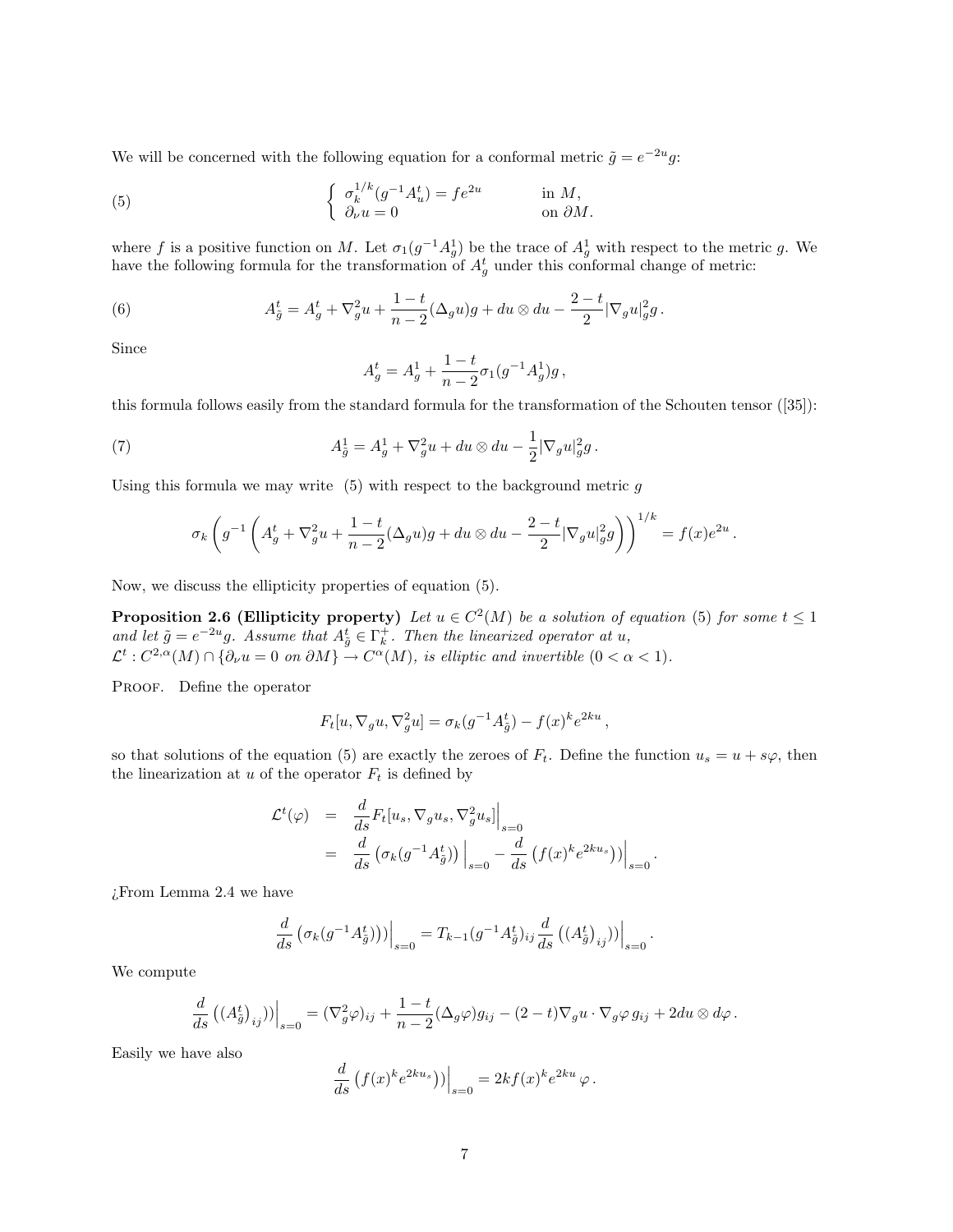We will be concerned with the following equation for a conformal metric $\tilde{g} = e^{-2u}g$:

$$
\begin{cases} \sigma_k^{1/k}(g^{-1}A_u^t) = fe^{2u} & \text{in } M, \\ \partial_\nu u = 0 & \text{on } \partial M. \end{cases} \tag{5}
$$

where $f$ is a positive function on $M$. Let $\sigma_1(g^{-1}A_g^1)$ be the trace of $A_g^1$ with respect to the metric $g$. We have the following formula for the transformation of $A_g^t$ under this conformal change of metric:

$$
A_{\tilde{g}}^t = A_g^t + \nabla_g^2 u + \frac{1-t}{n-2}(\Delta_g u)g + du \otimes du - \frac{2-t}{2}|\nabla_g u|_g^2 g\,. \tag{6}
$$

Since

$$
A_g^t = A_g^1 + \frac{1-t}{n-2}\sigma_1(g^{-1}A_g^1)g\,,
$$

this formula follows easily from the standard formula for the transformation of the Schouten tensor ([35]):

$$
A_{\tilde{g}}^1 = A_g^1 + \nabla_g^2 u + du \otimes du - \frac{1}{2}|\nabla_g u|_g^2 g\,. \tag{7}
$$

Using this formula we may write (5) with respect to the background metric $g$

$$
\sigma_k\left(g^{-1}\left(A_g^t + \nabla_g^2 u + \frac{1-t}{n-2}(\Delta_g u)g + du \otimes du - \frac{2-t}{2}|\nabla_g u|_g^2 g\right)\right)^{1/k} = f(x)e^{2u}\,.
$$

Now, we discuss the ellipticity properties of equation (5).

**Proposition 2.6 (Ellipticity property)** *Let $u \in C^2(M)$ be a solution of equation (5) for some $t \leq 1$ and let $\tilde{g} = e^{-2u}g$. Assume that $A_{\tilde{g}}^t \in \Gamma_k^+$. Then the linearized operator at $u$, $\mathcal{L}^t : C^{2,\alpha}(M) \cap \{\partial_\nu u = 0 \text{ on } \partial M\} \to C^\alpha(M)$, is elliptic and invertible $(0 < \alpha < 1)$.*

Proof. Define the operator

$$
F_t[u, \nabla_g u, \nabla_g^2 u] = \sigma_k(g^{-1}A_{\tilde{g}}^t) - f(x)^k e^{2ku}\,,
$$

so that solutions of the equation (5) are exactly the zeroes of $F_t$. Define the function $u_s = u + s\varphi$, then the linearization at $u$ of the operator $F_t$ is defined by

$$
\begin{aligned}
\mathcal{L}^t(\varphi) &= \frac{d}{ds}F_t[u_s, \nabla_g u_s, \nabla_g^2 u_s]\Big|_{s=0} \\
&= \frac{d}{ds}\left(\sigma_k(g^{-1}A_{\tilde{g}}^t)\right)\Big|_{s=0} - \frac{d}{ds}\left(f(x)^k e^{2ku_s})\right)\Big|_{s=0}.
\end{aligned}
$$

¿From Lemma 2.4 we have

$$
\frac{d}{ds}\left(\sigma_k(g^{-1}A_{\tilde{g}}^t))\right)\Big|_{s=0} = T_{k-1}(g^{-1}A_{\tilde{g}}^t)_{ij}\frac{d}{ds}\left((A_{\tilde{g}}^t)_{ij})\right)\Big|_{s=0}.
$$

We compute

$$
\frac{d}{ds}\left((A_{\tilde{g}}^t)_{ij})\right)\Big|_{s=0} = (\nabla_g^2\varphi)_{ij} + \frac{1-t}{n-2}(\Delta_g\varphi)g_{ij} - (2-t)\nabla_g u \cdot \nabla_g\varphi\, g_{ij} + 2du \otimes d\varphi\,.
$$

Easily we have also

$$
\frac{d}{ds}\left(f(x)^k e^{2ku_s})\right)\Big|_{s=0} = 2kf(x)^k e^{2ku}\,\varphi\,.
$$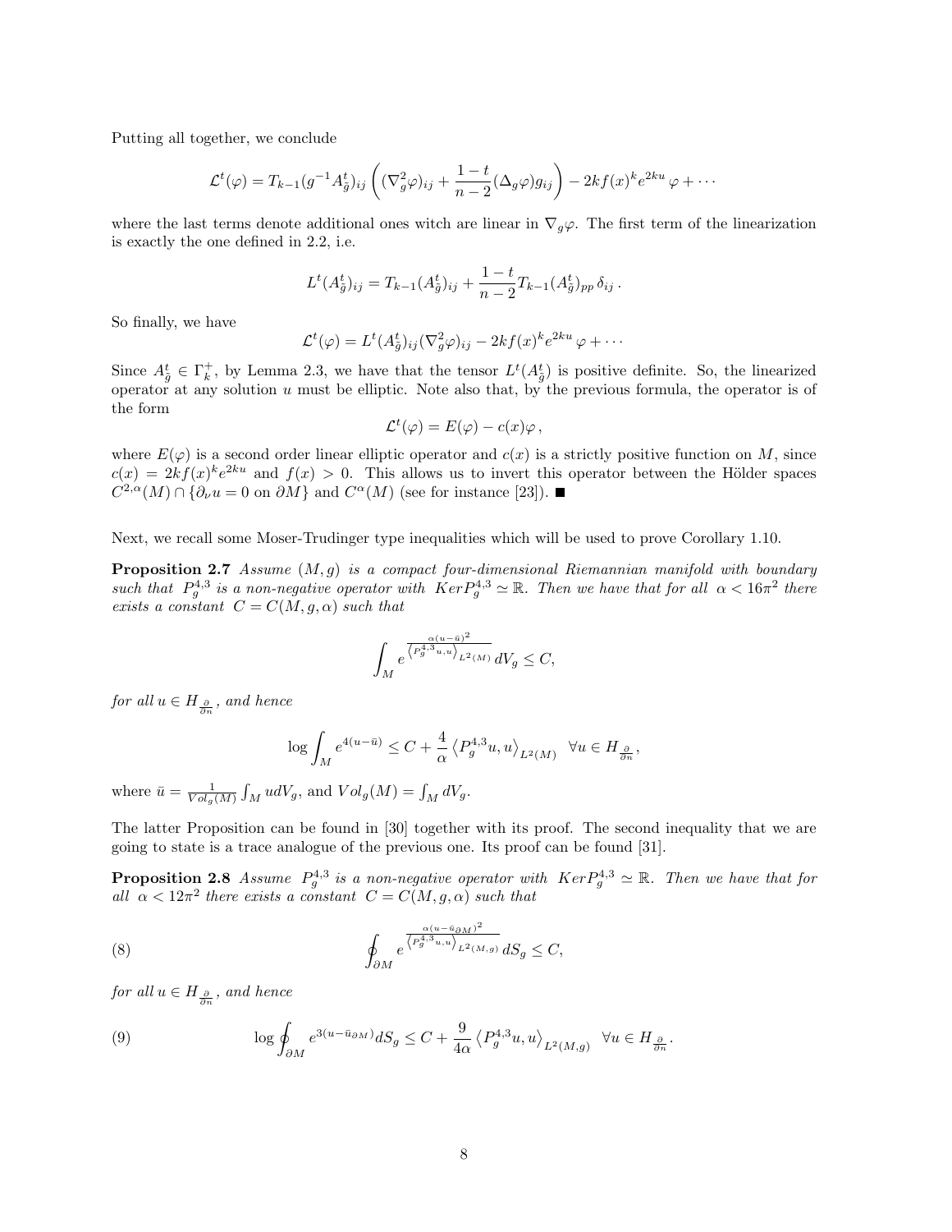Putting all together, we conclude

$$\mathcal{L}^t(\varphi) = T_{k-1}(g^{-1}A^t_{\tilde{g}})_{ij}\left((\nabla^2_g\varphi)_{ij} + \frac{1-t}{n-2}(\Delta_g\varphi)g_{ij}\right) - 2kf(x)^k e^{2ku}\,\varphi + \cdots$$

where the last terms denote additional ones witch are linear in $\nabla_g\varphi$. The first term of the linearization is exactly the one defined in 2.2, i.e.

$$L^t(A^t_{\tilde{g}})_{ij} = T_{k-1}(A^t_{\tilde{g}})_{ij} + \frac{1-t}{n-2}T_{k-1}(A^t_{\tilde{g}})_{pp}\,\delta_{ij}\,.$$

So finally, we have

$$\mathcal{L}^t(\varphi) = L^t(A^t_{\tilde{g}})_{ij}(\nabla^2_g\varphi)_{ij} - 2kf(x)^k e^{2ku}\,\varphi + \cdots$$

Since $A^t_{\tilde{g}} \in \Gamma^+_k$, by Lemma 2.3, we have that the tensor $L^t(A^t_{\tilde{g}})$ is positive definite. So, the linearized operator at any solution $u$ must be elliptic. Note also that, by the previous formula, the operator is of the form

$$\mathcal{L}^t(\varphi) = E(\varphi) - c(x)\varphi\,,$$

where $E(\varphi)$ is a second order linear elliptic operator and $c(x)$ is a strictly positive function on $M$, since $c(x) = 2kf(x)^k e^{2ku}$ and $f(x) > 0$. This allows us to invert this operator between the Hölder spaces $C^{2,\alpha}(M) \cap \{\partial_\nu u = 0 \text{ on } \partial M\}$ and $C^\alpha(M)$ (see for instance [23]). ■

Next, we recall some Moser-Trudinger type inequalities which will be used to prove Corollary 1.10.

**Proposition 2.7** *Assume $(M,g)$ is a compact four-dimensional Riemannian manifold with boundary such that $P^{4,3}_g$ is a non-negative operator with $Ker P^{4,3}_g \simeq \mathbb{R}$. Then we have that for all $\alpha < 16\pi^2$ there exists a constant $C = C(M,g,\alpha)$ such that*

$$\int_M e^{\frac{\alpha(u-\bar{u})^2}{\left\langle P^{4,3}_g u,u\right\rangle_{L^2(M)}}}\,dV_g \leq C,$$

*for all $u \in H_{\frac{\partial}{\partial n}}$, and hence*

$$\log\int_M e^{4(u-\bar{u})} \leq C + \frac{4}{\alpha}\left\langle P^{4,3}_g u,u\right\rangle_{L^2(M)} \quad \forall u \in H_{\frac{\partial}{\partial n}},$$

where $\bar{u} = \frac{1}{Vol_g(M)}\int_M u\,dV_g$, and $Vol_g(M) = \int_M dV_g$.

The latter Proposition can be found in [30] together with its proof. The second inequality that we are going to state is a trace analogue of the previous one. Its proof can be found [31].

**Proposition 2.8** *Assume $P^{4,3}_g$ is a non-negative operator with $Ker P^{4,3}_g \simeq \mathbb{R}$. Then we have that for all $\alpha < 12\pi^2$ there exists a constant $C = C(M,g,\alpha)$ such that*

$$\oint_{\partial M} e^{\frac{\alpha(u-\bar{u}_{\partial M})^2}{\left\langle P^{4,3}_g u,u\right\rangle_{L^2(M,g)}}}\,dS_g \leq C, \tag{8}$$

*for all $u \in H_{\frac{\partial}{\partial n}}$, and hence*

$$\log\oint_{\partial M} e^{3(u-\bar{u}_{\partial M})}dS_g \leq C + \frac{9}{4\alpha}\left\langle P^{4,3}_g u,u\right\rangle_{L^2(M,g)} \quad \forall u \in H_{\frac{\partial}{\partial n}}. \tag{9}$$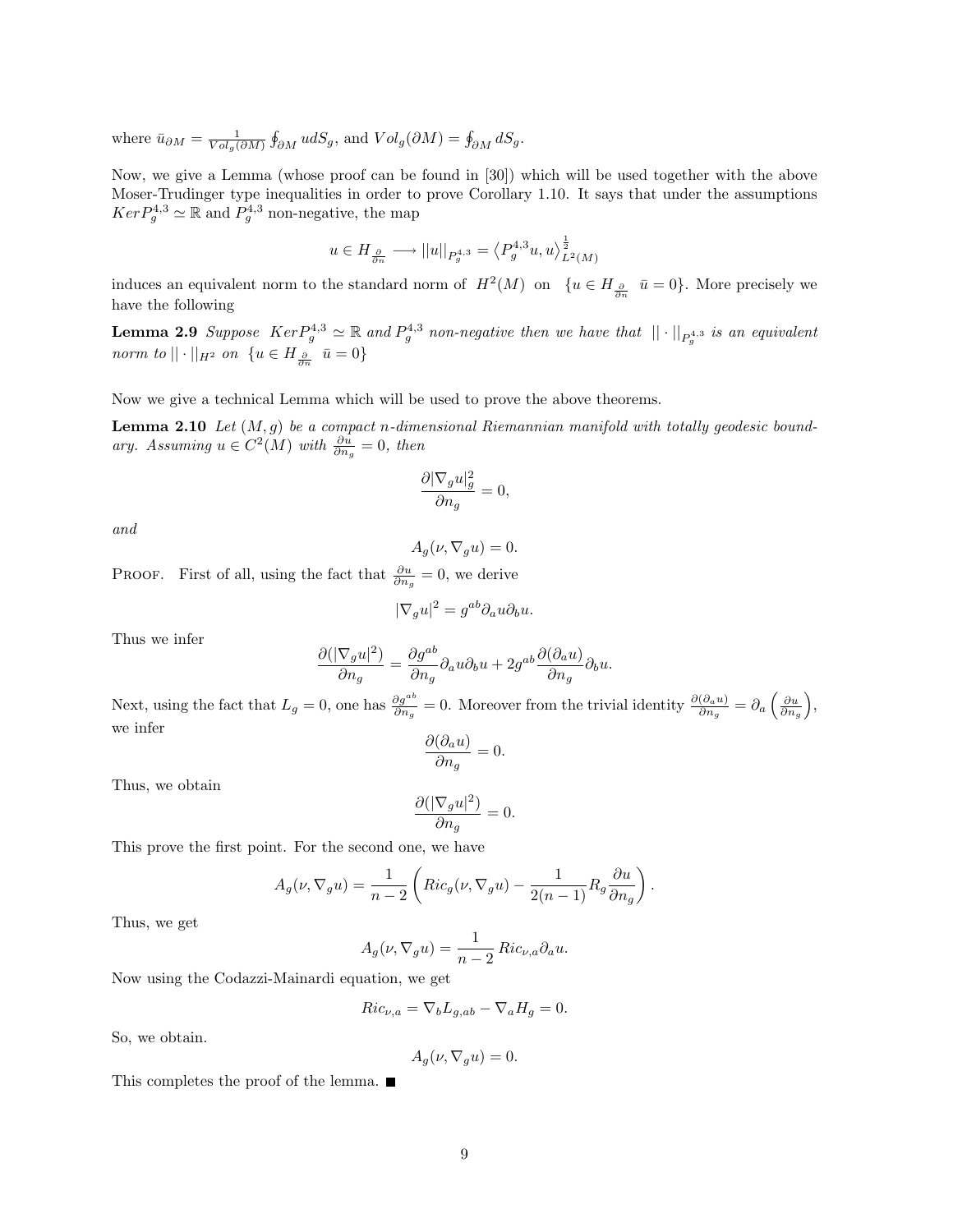where $\bar{u}_{\partial M} = \frac{1}{Vol_g(\partial M)} \oint_{\partial M} u dS_g$, and $Vol_g(\partial M) = \oint_{\partial M} dS_g$.

Now, we give a Lemma (whose proof can be found in [30]) which will be used together with the above Moser-Trudinger type inequalities in order to prove Corollary 1.10. It says that under the assumptions $Ker P_g^{4,3} \simeq \mathbb{R}$ and $P_g^{4,3}$ non-negative, the map

$$u \in H_{\frac{\partial}{\partial n}} \longrightarrow ||u||_{P_g^{4,3}} = \left\langle P_g^{4,3} u, u \right\rangle_{L^2(M)}^{\frac{1}{2}}$$

induces an equivalent norm to the standard norm of $H^2(M)$ on $\{u \in H_{\frac{\partial}{\partial n}} \;\; \bar{u} = 0\}$. More precisely we have the following

**Lemma 2.9** *Suppose $Ker P_g^{4,3} \simeq \mathbb{R}$ and $P_g^{4,3}$ non-negative then we have that $|| \cdot ||_{P_g^{4,3}}$ is an equivalent norm to $|| \cdot ||_{H^2}$ on $\{u \in H_{\frac{\partial}{\partial n}} \;\; \bar{u} = 0\}$*

Now we give a technical Lemma which will be used to prove the above theorems.

**Lemma 2.10** *Let $(M, g)$ be a compact $n$-dimensional Riemannian manifold with totally geodesic boundary. Assuming $u \in C^2(M)$ with $\frac{\partial u}{\partial n_g} = 0$, then*

$$\frac{\partial |\nabla_g u|_g^2}{\partial n_g} = 0,$$

*and*

$$A_g(\nu, \nabla_g u) = 0.$$

Proof. First of all, using the fact that $\frac{\partial u}{\partial n_g} = 0$, we derive

$$|\nabla_g u|^2 = g^{ab} \partial_a u \partial_b u.$$

Thus we infer

$$\frac{\partial (|\nabla_g u|^2)}{\partial n_g} = \frac{\partial g^{ab}}{\partial n_g} \partial_a u \partial_b u + 2 g^{ab} \frac{\partial (\partial_a u)}{\partial n_g} \partial_b u.$$

Next, using the fact that $L_g = 0$, one has $\frac{\partial g^{ab}}{\partial n_g} = 0$. Moreover from the trivial identity $\frac{\partial (\partial_a u)}{\partial n_g} = \partial_a \left( \frac{\partial u}{\partial n_g} \right)$, we infer

$$\frac{\partial (\partial_a u)}{\partial n_g} = 0.$$

Thus, we obtain

$$\frac{\partial (|\nabla_g u|^2)}{\partial n_g} = 0.$$

This prove the first point. For the second one, we have

$$A_g(\nu, \nabla_g u) = \frac{1}{n-2} \left( Ric_g(\nu, \nabla_g u) - \frac{1}{2(n-1)} R_g \frac{\partial u}{\partial n_g} \right).$$

Thus, we get

$$A_g(\nu, \nabla_g u) = \frac{1}{n-2} \, Ric_{\nu,a} \partial_a u.$$

Now using the Codazzi-Mainardi equation, we get

$$Ric_{\nu,a} = \nabla_b L_{g,ab} - \nabla_a H_g = 0.$$

So, we obtain.

$$A_g(\nu, \nabla_g u) = 0.$$

This completes the proof of the lemma. ■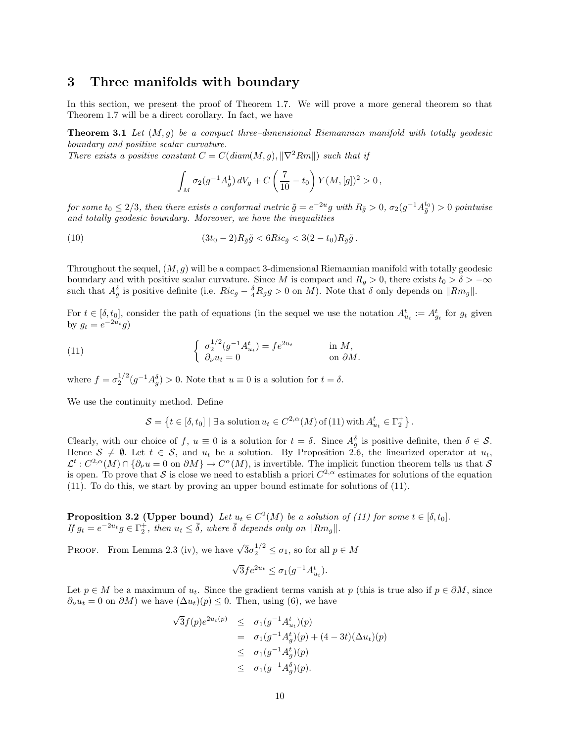## 3 Three manifolds with boundary

In this section, we present the proof of Theorem 1.7. We will prove a more general theorem so that Theorem 1.7 will be a direct corollary. In fact, we have

**Theorem 3.1** *Let $(M,g)$ be a compact three–dimensional Riemannian manifold with totally geodesic boundary and positive scalar curvature.*
*There exists a positive constant $C = C(diam(M,g), \|\nabla^2 Rm\|)$ such that if*

$$\int_M \sigma_2(g^{-1}A_g^1)\, dV_g + C\left(\frac{7}{10} - t_0\right) Y(M,[g])^2 > 0\,,$$

*for some $t_0 \le 2/3$, then there exists a conformal metric $\tilde{g} = e^{-2u}g$ with $R_{\tilde{g}} > 0$, $\sigma_2(g^{-1}A_{\tilde{g}}^{t_0}) > 0$ pointwise and totally geodesic boundary. Moreover, we have the inequalities*

$$(3t_0 - 2)R_{\tilde{g}}\tilde{g} < 6Ric_{\tilde{g}} < 3(2 - t_0)R_{\tilde{g}}\tilde{g}\,. \tag{10}$$

Throughout the sequel, $(M,g)$ will be a compact 3-dimensional Riemannian manifold with totally geodesic boundary and with positive scalar curvature. Since $M$ is compact and $R_g > 0$, there exists $t_0 > \delta > -\infty$ such that $A_g^\delta$ is positive definite (i.e. $Ric_g - \frac{\delta}{4}R_g g > 0$ on $M$). Note that $\delta$ only depends on $\|Rm_g\|$.

For $t \in [\delta, t_0]$, consider the path of equations (in the sequel we use the notation $A_{u_t}^t := A_{g_t}^t$ for $g_t$ given by $g_t = e^{-2u_t}g$)

$$\begin{cases} \sigma_2^{1/2}(g^{-1}A_{u_t}^t) = fe^{2u_t} & \text{in } M, \\ \partial_\nu u_t = 0 & \text{on } \partial M. \end{cases} \tag{11}$$

where $f = \sigma_2^{1/2}(g^{-1}A_g^\delta) > 0$. Note that $u \equiv 0$ is a solution for $t = \delta$.

We use the continuity method. Define

$$\mathcal{S} = \left\{ t \in [\delta, t_0] \mid \exists \text{ a solution } u_t \in C^{2,\alpha}(M) \text{ of (11) with } A_{u_t}^t \in \Gamma_2^+ \right\}.$$

Clearly, with our choice of $f$, $u \equiv 0$ is a solution for $t = \delta$. Since $A_g^\delta$ is positive definite, then $\delta \in \mathcal{S}$. Hence $\mathcal{S} \neq \emptyset$. Let $t \in \mathcal{S}$, and $u_t$ be a solution. By Proposition 2.6, the linearized operator at $u_t$, $\mathcal{L}^t : C^{2,\alpha}(M) \cap \{\partial_\nu u = 0 \text{ on } \partial M\} \to C^\alpha(M)$, is invertible. The implicit function theorem tells us that $\mathcal{S}$ is open. To prove that $\mathcal{S}$ is close we need to establish a priori $C^{2,\alpha}$ estimates for solutions of the equation (11). To do this, we start by proving an upper bound estimate for solutions of (11).

**Proposition 3.2 (Upper bound)** *Let $u_t \in C^2(M)$ be a solution of (11) for some $t \in [\delta, t_0]$. If $g_t = e^{-2u_t}g \in \Gamma_2^+$, then $u_t \le \bar{\delta}$, where $\bar{\delta}$ depends only on $\|Rm_g\|$.*

Proof. From Lemma 2.3 (iv), we have $\sqrt{3}\sigma_2^{1/2} \le \sigma_1$, so for all $p \in M$

$$\sqrt{3}fe^{2u_t} \le \sigma_1(g^{-1}A_{u_t}^t).$$

Let $p \in M$ be a maximum of $u_t$. Since the gradient terms vanish at $p$ (this is true also if $p \in \partial M$, since $\partial_\nu u_t = 0$ on $\partial M$) we have $(\Delta u_t)(p) \le 0$. Then, using (6), we have

$$\begin{aligned}
\sqrt{3}f(p)e^{2u_t(p)} &\le \sigma_1(g^{-1}A_{u_t}^t)(p) \\
&= \sigma_1(g^{-1}A_g^t)(p) + (4 - 3t)(\Delta u_t)(p) \\
&\le \sigma_1(g^{-1}A_g^t)(p) \\
&\le \sigma_1(g^{-1}A_g^\delta)(p).
\end{aligned}$$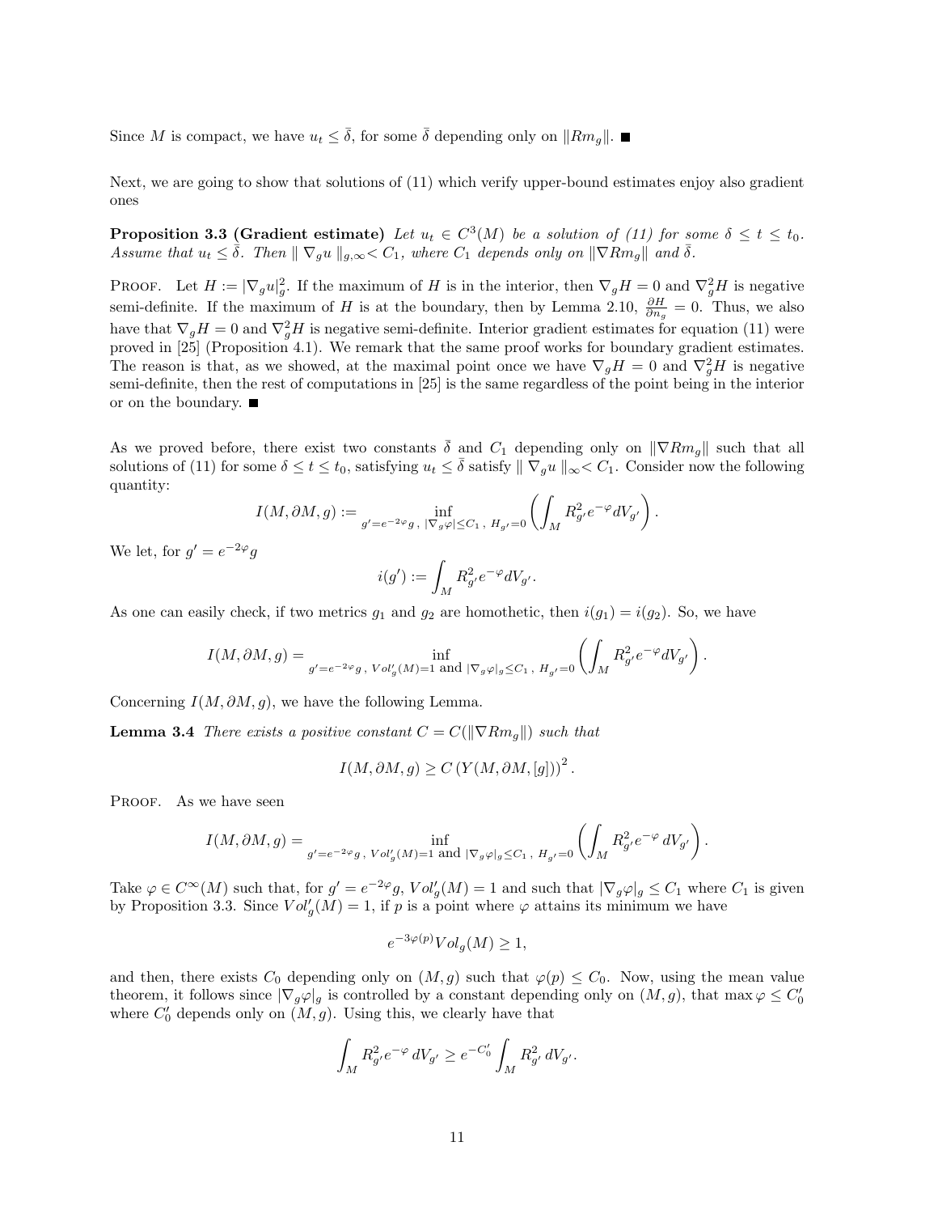Since $M$ is compact, we have $u_t \leq \bar{\delta}$, for some $\bar{\delta}$ depending only on $\|Rm_g\|$. ∎

Next, we are going to show that solutions of (11) which verify upper-bound estimates enjoy also gradient ones

**Proposition 3.3 (Gradient estimate)** *Let $u_t \in C^3(M)$ be a solution of (11) for some $\delta \leq t \leq t_0$. Assume that $u_t \leq \bar{\delta}$. Then $\| \nabla_g u \|_{g,\infty} < C_1$, where $C_1$ depends only on $\|\nabla Rm_g\|$ and $\bar{\delta}$.*

Proof. Let $H := |\nabla_g u|_g^2$. If the maximum of $H$ is in the interior, then $\nabla_g H = 0$ and $\nabla_g^2 H$ is negative semi-definite. If the maximum of $H$ is at the boundary, then by Lemma 2.10, $\frac{\partial H}{\partial n_g} = 0$. Thus, we also have that $\nabla_g H = 0$ and $\nabla_g^2 H$ is negative semi-definite. Interior gradient estimates for equation (11) were proved in [25] (Proposition 4.1). We remark that the same proof works for boundary gradient estimates. The reason is that, as we showed, at the maximal point once we have $\nabla_g H = 0$ and $\nabla_g^2 H$ is negative semi-definite, then the rest of computations in [25] is the same regardless of the point being in the interior or on the boundary. ∎

As we proved before, there exist two constants $\bar{\delta}$ and $C_1$ depending only on $\|\nabla Rm_g\|$ such that all solutions of (11) for some $\delta \leq t \leq t_0$, satisfying $u_t \leq \bar{\delta}$ satisfy $\| \nabla_g u \|_\infty < C_1$. Consider now the following quantity:

$$I(M, \partial M, g) := \inf_{g' = e^{-2\varphi} g\ ,\ |\nabla_g \varphi| \leq C_1\ ,\ H_{g'} = 0} \left( \int_M R_{g'}^2 e^{-\varphi} dV_{g'} \right).$$

We let, for $g' = e^{-2\varphi} g$

$$i(g') := \int_M R_{g'}^2 e^{-\varphi} dV_{g'}.$$

As one can easily check, if two metrics $g_1$ and $g_2$ are homothetic, then $i(g_1) = i(g_2)$. So, we have

$$I(M, \partial M, g) = \inf_{g' = e^{-2\varphi} g\ ,\ Vol_g'(M) = 1 \text{ and } |\nabla_g \varphi|_g \leq C_1\ ,\ H_{g'} = 0} \left( \int_M R_{g'}^2 e^{-\varphi} dV_{g'} \right).$$

Concerning $I(M, \partial M, g)$, we have the following Lemma.

**Lemma 3.4** *There exists a positive constant $C = C(\|\nabla Rm_g\|)$ such that*

$$I(M, \partial M, g) \geq C \left(Y(M, \partial M, [g])\right)^2.$$

Proof. As we have seen

$$I(M, \partial M, g) = \inf_{g' = e^{-2\varphi} g\ ,\ Vol_g'(M) = 1 \text{ and } |\nabla_g \varphi|_g \leq C_1\ ,\ H_{g'} = 0} \left( \int_M R_{g'}^2 e^{-\varphi}\, dV_{g'} \right).$$

Take $\varphi \in C^\infty(M)$ such that, for $g' = e^{-2\varphi} g$, $Vol_g'(M) = 1$ and such that $|\nabla_g \varphi|_g \leq C_1$ where $C_1$ is given by Proposition 3.3. Since $Vol_g'(M) = 1$, if $p$ is a point where $\varphi$ attains its minimum we have

$$e^{-3\varphi(p)} Vol_g(M) \geq 1,$$

and then, there exists $C_0$ depending only on $(M, g)$ such that $\varphi(p) \leq C_0$. Now, using the mean value theorem, it follows since $|\nabla_g \varphi|_g$ is controlled by a constant depending only on $(M, g)$, that $\max \varphi \leq C_0'$ where $C_0'$ depends only on $(M, g)$. Using this, we clearly have that

$$\int_M R_{g'}^2 e^{-\varphi}\, dV_{g'} \geq e^{-C_0'} \int_M R_{g'}^2\, dV_{g'}.$$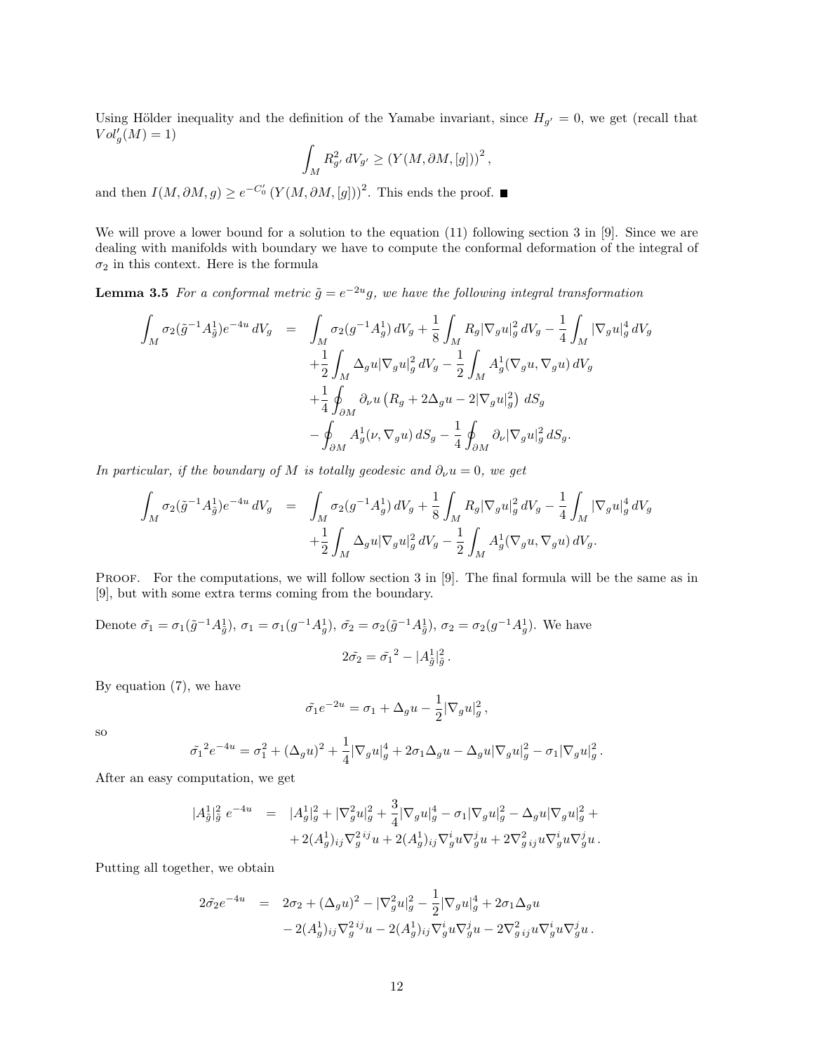Using Hölder inequality and the definition of the Yamabe invariant, since $H_{g'} = 0$, we get (recall that $Vol'_g(M) = 1$)

$$\int_M R_{g'}^2 \, dV_{g'} \geq \left(Y(M, \partial M, [g])\right)^2,$$

and then $I(M, \partial M, g) \geq e^{-C_0'} \left(Y(M, \partial M, [g])\right)^2$. This ends the proof. ■

We will prove a lower bound for a solution to the equation (11) following section 3 in [9]. Since we are dealing with manifolds with boundary we have to compute the conformal deformation of the integral of $\sigma_2$ in this context. Here is the formula

**Lemma 3.5** *For a conformal metric $\tilde{g} = e^{-2u} g$, we have the following integral transformation*

$$\begin{aligned}
\int_M \sigma_2(\tilde{g}^{-1} A^1_{\tilde{g}}) e^{-4u} \, dV_g \;\; = \;\; & \int_M \sigma_2(g^{-1} A^1_g) \, dV_g + \frac{1}{8} \int_M R_g |\nabla_g u|_g^2 \, dV_g - \frac{1}{4} \int_M |\nabla_g u|_g^4 \, dV_g \\
& + \frac{1}{2} \int_M \Delta_g u |\nabla_g u|_g^2 \, dV_g - \frac{1}{2} \int_M A^1_g(\nabla_g u, \nabla_g u) \, dV_g \\
& + \frac{1}{4} \oint_{\partial M} \partial_\nu u \left(R_g + 2\Delta_g u - 2|\nabla_g u|_g^2\right) \, dS_g \\
& - \oint_{\partial M} A^1_g(\nu, \nabla_g u) \, dS_g - \frac{1}{4} \oint_{\partial M} \partial_\nu |\nabla_g u|_g^2 \, dS_g.
\end{aligned}$$

*In particular, if the boundary of $M$ is totally geodesic and $\partial_\nu u = 0$, we get*

$$\begin{aligned}
\int_M \sigma_2(\tilde{g}^{-1} A^1_{\tilde{g}}) e^{-4u} \, dV_g \;\; = \;\; & \int_M \sigma_2(g^{-1} A^1_g) \, dV_g + \frac{1}{8} \int_M R_g |\nabla_g u|_g^2 \, dV_g - \frac{1}{4} \int_M |\nabla_g u|_g^4 \, dV_g \\
& + \frac{1}{2} \int_M \Delta_g u |\nabla_g u|_g^2 \, dV_g - \frac{1}{2} \int_M A^1_g(\nabla_g u, \nabla_g u) \, dV_g.
\end{aligned}$$

Proof. For the computations, we will follow section 3 in [9]. The final formula will be the same as in [9], but with some extra terms coming from the boundary.

Denote $\tilde{\sigma_1} = \sigma_1(\tilde{g}^{-1} A^1_{\tilde{g}})$, $\sigma_1 = \sigma_1(g^{-1} A^1_g)$, $\tilde{\sigma_2} = \sigma_2(\tilde{g}^{-1} A^1_{\tilde{g}})$, $\sigma_2 = \sigma_2(g^{-1} A^1_g)$. We have

$$2\tilde{\sigma_2} = \tilde{\sigma_1}^2 - |A^1_{\tilde{g}}|^2_{\tilde{g}}.$$

By equation (7), we have

$$\tilde{\sigma_1} e^{-2u} = \sigma_1 + \Delta_g u - \frac{1}{2} |\nabla_g u|_g^2,$$

so

$$\tilde{\sigma_1}^2 e^{-4u} = \sigma_1^2 + (\Delta_g u)^2 + \frac{1}{4} |\nabla_g u|_g^4 + 2\sigma_1 \Delta_g u - \Delta_g u |\nabla_g u|_g^2 - \sigma_1 |\nabla_g u|_g^2.$$

After an easy computation, we get

$$\begin{aligned}
|A^1_{\tilde{g}}|^2_{\tilde{g}} \; e^{-4u} \;\; = \;\; & |A^1_g|_g^2 + |\nabla_g^2 u|_g^2 + \frac{3}{4} |\nabla_g u|_g^4 - \sigma_1 |\nabla_g u|_g^2 - \Delta_g u |\nabla_g u|_g^2 + \\
& + 2(A^1_g)_{ij} {\nabla_g^2}^{ij} u + 2(A^1_g)_{ij} \nabla_g^i u \nabla_g^j u + 2{\nabla_g^2}_{ij} u \nabla_g^i u \nabla_g^j u.
\end{aligned}$$

Putting all together, we obtain

$$\begin{aligned}
2\tilde{\sigma_2} e^{-4u} \;\; = \;\; & 2\sigma_2 + (\Delta_g u)^2 - |\nabla_g^2 u|_g^2 - \frac{1}{2} |\nabla_g u|_g^4 + 2\sigma_1 \Delta_g u \\
& - 2(A^1_g)_{ij} {\nabla_g^2}^{ij} u - 2(A^1_g)_{ij} \nabla_g^i u \nabla_g^j u - 2{\nabla_g^2}_{ij} u \nabla_g^i u \nabla_g^j u.
\end{aligned}$$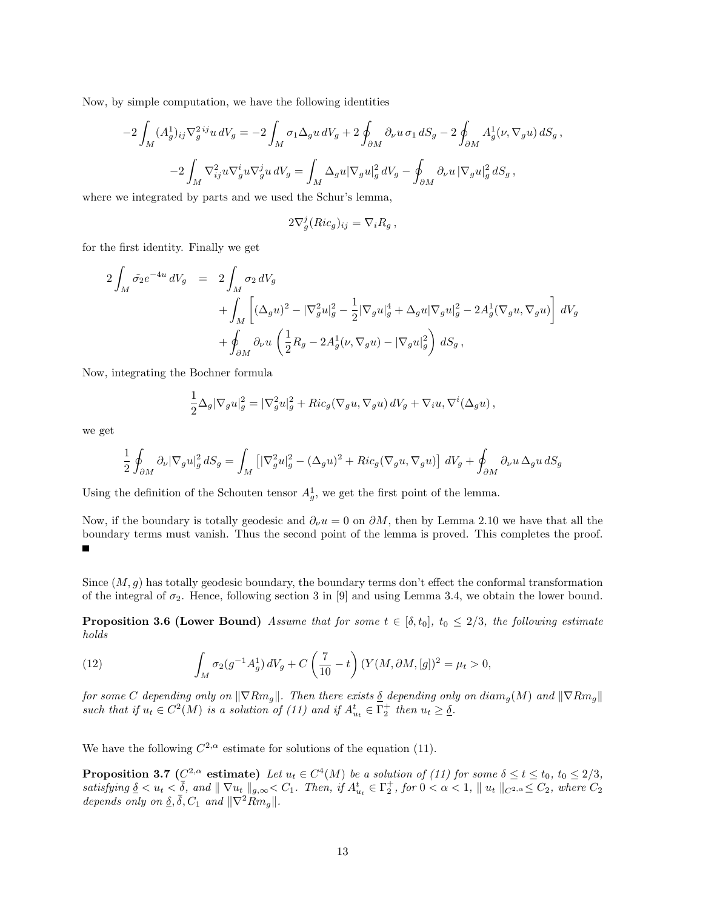Now, by simple computation, we have the following identities

$$-2\int_M (A^1_g)_{ij}\nabla^{2\,ij}_g u\, dV_g = -2\int_M \sigma_1 \Delta_g u\, dV_g + 2\oint_{\partial M} \partial_\nu u\, \sigma_1\, dS_g - 2\oint_{\partial M} A^1_g(\nu, \nabla_g u)\, dS_g\,,$$

$$-2\int_M \nabla^2_{ij} u \nabla^i_g u \nabla^j_g u\, dV_g = \int_M \Delta_g u |\nabla_g u|^2_g\, dV_g - \oint_{\partial M} \partial_\nu u\, |\nabla_g u|^2_g\, dS_g\,,$$

where we integrated by parts and we used the Schur's lemma,

$$2\nabla^j_g (Ric_g)_{ij} = \nabla_i R_g\,,$$

for the first identity. Finally we get

$$\begin{aligned} 2\int_M \tilde{\sigma_2} e^{-4u}\, dV_g &= 2\int_M \sigma_2\, dV_g \\ &+ \int_M \left[ (\Delta_g u)^2 - |\nabla^2_g u|^2_g - \frac{1}{2}|\nabla_g u|^4_g + \Delta_g u |\nabla_g u|^2_g - 2A^1_g(\nabla_g u, \nabla_g u)\right] dV_g \\ &+ \oint_{\partial M} \partial_\nu u \left( \frac{1}{2}R_g - 2A^1_g(\nu, \nabla_g u) - |\nabla_g u|^2_g \right) dS_g\,, \end{aligned}$$

Now, integrating the Bochner formula

$$\frac{1}{2}\Delta_g |\nabla_g u|^2_g = |\nabla^2_g u|^2_g + Ric_g(\nabla_g u, \nabla_g u)\, dV_g + \nabla_i u, \nabla^i(\Delta_g u)\,,$$

we get

$$\frac{1}{2}\oint_{\partial M} \partial_\nu |\nabla_g u|^2_g\, dS_g = \int_M \left[ |\nabla^2_g u|^2_g - (\Delta_g u)^2 + Ric_g(\nabla_g u, \nabla_g u)\right] dV_g + \oint_{\partial M} \partial_\nu u\, \Delta_g u\, dS_g$$

Using the definition of the Schouten tensor $A^1_g$, we get the first point of the lemma.

Now, if the boundary is totally geodesic and $\partial_\nu u = 0$ on $\partial M$, then by Lemma 2.10 we have that all the boundary terms must vanish. Thus the second point of the lemma is proved. This completes the proof. ∎

Since $(M, g)$ has totally geodesic boundary, the boundary terms don't effect the conformal transformation of the integral of $\sigma_2$. Hence, following section 3 in [9] and using Lemma 3.4, we obtain the lower bound.

**Proposition 3.6 (Lower Bound)** *Assume that for some $t \in [\delta, t_0]$, $t_0 \le 2/3$, the following estimate holds*

$$\int_M \sigma_2(g^{-1}A^1_g)\, dV_g + C\left(\frac{7}{10} - t\right)(Y(M, \partial M, [g]))^2 = \mu_t > 0, \tag{12}$$

*for some $C$ depending only on $\|\nabla Rm_g\|$. Then there exists $\underline{\delta}$ depending only on $diam_g(M)$ and $\|\nabla Rm_g\|$ such that if $u_t \in C^2(M)$ is a solution of (11) and if $A^t_{u_t} \in \Gamma^+_2$ then $u_t \ge \underline{\delta}$.*

We have the following $C^{2,\alpha}$ estimate for solutions of the equation (11).

**Proposition 3.7 ($C^{2,\alpha}$ estimate)** *Let $u_t \in C^4(M)$ be a solution of (11) for some $\delta \le t \le t_0$, $t_0 \le 2/3$, satisfying $\underline{\delta} < u_t < \bar{\delta}$, and $\| \nabla u_t \|_{g,\infty} < C_1$. Then, if $A^t_{u_t} \in \Gamma^+_2$, for $0 < \alpha < 1$, $\| u_t \|_{C^{2,\alpha}} \le C_2$, where $C_2$ depends only on $\underline{\delta}, \bar{\delta}, C_1$ and $\|\nabla^2 Rm_g\|$.*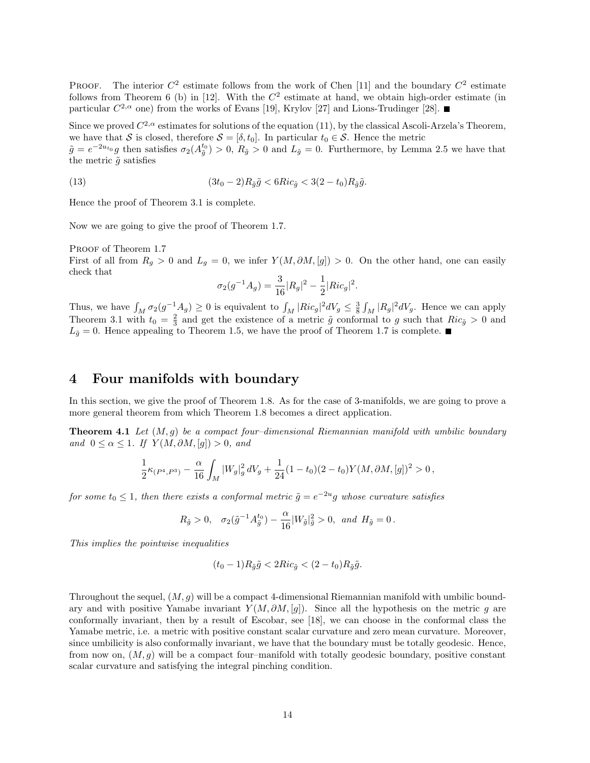Proof. The interior $C^2$ estimate follows from the work of Chen [11] and the boundary $C^2$ estimate follows from Theorem 6 (b) in [12]. With the $C^2$ estimate at hand, we obtain high-order estimate (in particular $C^{2,\alpha}$ one) from the works of Evans [19], Krylov [27] and Lions-Trudinger [28]. ■

Since we proved $C^{2,\alpha}$ estimates for solutions of the equation (11), by the classical Ascoli-Arzela's Theorem, we have that $\mathcal{S}$ is closed, therefore $\mathcal{S} = [\delta, t_0]$. In particular $t_0 \in \mathcal{S}$. Hence the metric $\tilde{g} = e^{-2u_{t_0}} g$ then satisfies $\sigma_2(A_{\tilde{g}}^{t_0}) > 0$, $R_{\tilde{g}} > 0$ and $L_{\tilde{g}} = 0$. Furthermore, by Lemma 2.5 we have that the metric $\tilde{g}$ satisfies

$$
(3t_0 - 2)R_{\tilde{g}}\tilde{g} < 6Ric_{\tilde{g}} < 3(2 - t_0)R_{\tilde{g}}\tilde{g}. \tag{13}
$$

Hence the proof of Theorem 3.1 is complete.

Now we are going to give the proof of Theorem 1.7.

Proof of Theorem 1.7

First of all from $R_g > 0$ and $L_g = 0$, we infer $Y(M, \partial M, [g]) > 0$. On the other hand, one can easily check that

$$
\sigma_2(g^{-1}A_g) = \frac{3}{16}|R_g|^2 - \frac{1}{2}|Ric_g|^2.
$$

Thus, we have $\int_M \sigma_2(g^{-1}A_g) \geq 0$ is equivalent to $\int_M |Ric_g|^2 dV_g \leq \frac{3}{8}\int_M |R_g|^2 dV_g$. Hence we can apply Theorem 3.1 with $t_0 = \frac{2}{3}$ and get the existence of a metric $\tilde{g}$ conformal to $g$ such that $Ric_{\tilde{g}} > 0$ and $L_{\tilde{g}} = 0$. Hence appealing to Theorem 1.5, we have the proof of Theorem 1.7 is complete. ■

# 4 Four manifolds with boundary

In this section, we give the proof of Theorem 1.8. As for the case of 3-manifolds, we are going to prove a more general theorem from which Theorem 1.8 becomes a direct application.

**Theorem 4.1** *Let $(M, g)$ be a compact four–dimensional Riemannian manifold with umbilic boundary and $0 \leq \alpha \leq 1$. If $Y(M, \partial M, [g]) > 0$, and*

$$
\frac{1}{2}\kappa_{(P^4,P^3)} - \frac{\alpha}{16}\int_M |W_g|_g^2\, dV_g + \frac{1}{24}(1 - t_0)(2 - t_0)Y(M, \partial M, [g])^2 > 0\,,
$$

*for some $t_0 \leq 1$, then there exists a conformal metric $\tilde{g} = e^{-2u} g$ whose curvature satisfies*

$$
R_{\tilde{g}} > 0, \quad \sigma_2(\tilde{g}^{-1}A_{\tilde{g}}^{t_0}) - \frac{\alpha}{16}|W_{\tilde{g}}|_{\tilde{g}}^2 > 0, \;\; and \;\; H_{\tilde{g}} = 0\,.
$$

*This implies the pointwise inequalities*

$$
(t_0 - 1)R_{\tilde{g}}\tilde{g} < 2Ric_{\tilde{g}} < (2 - t_0)R_{\tilde{g}}\tilde{g}.
$$

Throughout the sequel, $(M, g)$ will be a compact 4-dimensional Riemannian manifold with umbilic boundary and with positive Yamabe invariant $Y(M, \partial M, [g])$. Since all the hypothesis on the metric $g$ are conformally invariant, then by a result of Escobar, see [18], we can choose in the conformal class the Yamabe metric, i.e. a metric with positive constant scalar curvature and zero mean curvature. Moreover, since umbilicity is also conformally invariant, we have that the boundary must be totally geodesic. Hence, from now on, $(M, g)$ will be a compact four–manifold with totally geodesic boundary, positive constant scalar curvature and satisfying the integral pinching condition.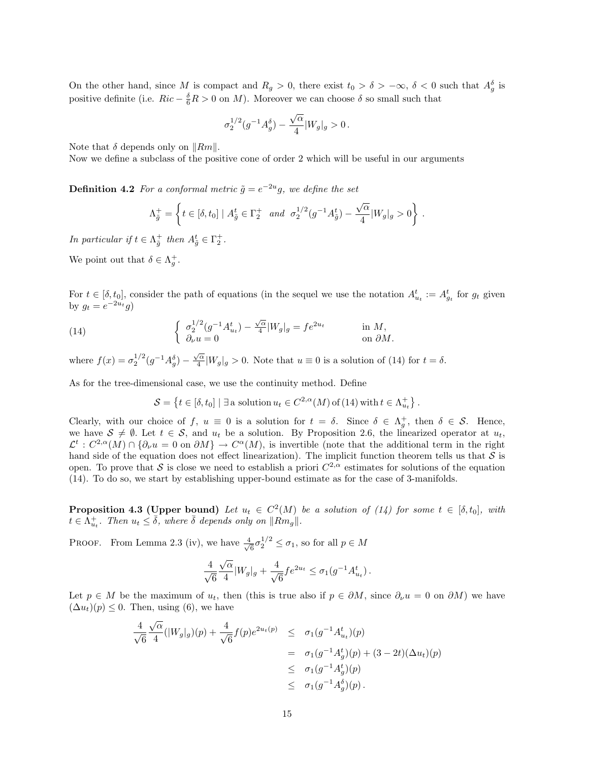On the other hand, since $M$ is compact and $R_g > 0$, there exist $t_0 > \delta > -\infty$, $\delta < 0$ such that $A_g^\delta$ is positive definite (i.e. $Ric - \frac{\delta}{6}R > 0$ on $M$). Moreover we can choose $\delta$ so small such that

$$\sigma_2^{1/2}(g^{-1}A_g^\delta) - \frac{\sqrt{\alpha}}{4}|W_g|_g > 0\,.$$

Note that $\delta$ depends only on $\|Rm\|$.
Now we define a subclass of the positive cone of order 2 which will be useful in our arguments

**Definition 4.2** *For a conformal metric $\tilde{g} = e^{-2u}g$, we define the set*

$$\Lambda_{\tilde{g}}^+ = \left\{ t \in [\delta, t_0] \mid A_{\tilde{g}}^t \in \Gamma_2^+ \ \ and \ \ \sigma_2^{1/2}(g^{-1}A_{\tilde{g}}^t) - \frac{\sqrt{\alpha}}{4}|W_g|_g > 0 \right\}.$$

*In particular if $t \in \Lambda_{\tilde{g}}^+$ then $A_{\tilde{g}}^t \in \Gamma_2^+$.*

We point out that $\delta \in \Lambda_g^+$.

For $t \in [\delta, t_0]$, consider the path of equations (in the sequel we use the notation $A_{u_t}^t := A_{g_t}^t$ for $g_t$ given by $g_t = e^{-2u_t}g$)

$$\left\{ \begin{array}{ll} \sigma_2^{1/2}(g^{-1}A_{u_t}^t) - \frac{\sqrt{\alpha}}{4}|W_g|_g = fe^{2u_t} & \text{in } M, \\ \partial_\nu u = 0 & \text{on } \partial M. \end{array} \right. \tag{14}$$

where $f(x) = \sigma_2^{1/2}(g^{-1}A_g^\delta) - \frac{\sqrt{\alpha}}{4}|W_g|_g > 0$. Note that $u \equiv 0$ is a solution of (14) for $t = \delta$.

As for the tree-dimensional case, we use the continuity method. Define

$$\mathcal{S} = \left\{ t \in [\delta, t_0] \mid \exists \, \text{a solution}\, u_t \in C^{2,\alpha}(M) \, \text{of (14) with}\, t \in \Lambda_{u_t}^+ \right\}.$$

Clearly, with our choice of $f$, $u \equiv 0$ is a solution for $t = \delta$. Since $\delta \in \Lambda_g^+$, then $\delta \in \mathcal{S}$. Hence, we have $\mathcal{S} \neq \emptyset$. Let $t \in \mathcal{S}$, and $u_t$ be a solution. By Proposition 2.6, the linearized operator at $u_t$, $\mathcal{L}^t : C^{2,\alpha}(M) \cap \{\partial_\nu u = 0 \text{ on } \partial M\} \to C^\alpha(M)$, is invertible (note that the additional term in the right hand side of the equation does not effect linearization). The implicit function theorem tells us that $\mathcal{S}$ is open. To prove that $\mathcal{S}$ is close we need to establish a priori $C^{2,\alpha}$ estimates for solutions of the equation (14). To do so, we start by establishing upper-bound estimate as for the case of 3-manifolds.

**Proposition 4.3 (Upper bound)** *Let $u_t \in C^2(M)$ be a solution of (14) for some $t \in [\delta, t_0]$, with $t \in \Lambda_{u_t}^+$. Then $u_t \leq \bar{\delta}$, where $\bar{\delta}$ depends only on $\|Rm_g\|$.*

Proof. From Lemma 2.3 (iv), we have $\frac{4}{\sqrt{6}}\sigma_2^{1/2} \leq \sigma_1$, so for all $p \in M$

$$\frac{4}{\sqrt{6}}\frac{\sqrt{\alpha}}{4}|W_g|_g + \frac{4}{\sqrt{6}}fe^{2u_t} \leq \sigma_1(g^{-1}A_{u_t}^t)\,.$$

Let $p \in M$ be the maximum of $u_t$, then (this is true also if $p \in \partial M$, since $\partial_\nu u = 0$ on $\partial M$) we have $(\Delta u_t)(p) \leq 0$. Then, using (6), we have

$$\begin{aligned} \frac{4}{\sqrt{6}}\frac{\sqrt{\alpha}}{4}(|W_g|_g)(p) + \frac{4}{\sqrt{6}}f(p)e^{2u_t(p)} &\leq \sigma_1(g^{-1}A_{u_t}^t)(p) \\ &= \sigma_1(g^{-1}A_g^t)(p) + (3-2t)(\Delta u_t)(p) \\ &\leq \sigma_1(g^{-1}A_g^t)(p) \\ &\leq \sigma_1(g^{-1}A_g^\delta)(p)\,. \end{aligned}$$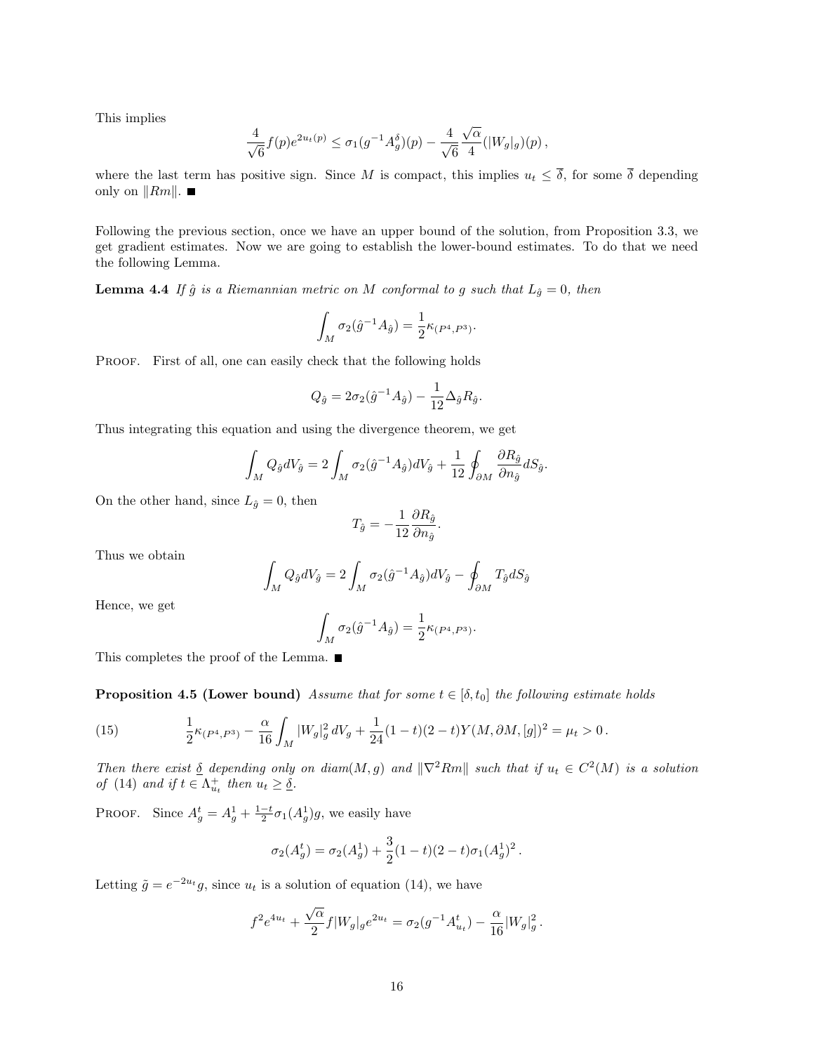This implies

$$\frac{4}{\sqrt{6}} f(p) e^{2u_t(p)} \leq \sigma_1(g^{-1}A_g^\delta)(p) - \frac{4}{\sqrt{6}}\frac{\sqrt{\alpha}}{4}(|W_g|_g)(p)\,,$$

where the last term has positive sign. Since $M$ is compact, this implies $u_t \leq \overline{\delta}$, for some $\overline{\delta}$ depending only on $\|Rm\|$. ■

Following the previous section, once we have an upper bound of the solution, from Proposition 3.3, we get gradient estimates. Now we are going to establish the lower-bound estimates. To do that we need the following Lemma.

**Lemma 4.4** *If $\hat{g}$ is a Riemannian metric on $M$ conformal to $g$ such that $L_{\hat{g}} = 0$, then*

$$\int_M \sigma_2(\hat{g}^{-1}A_{\hat{g}}) = \frac{1}{2}\kappa_{(P^4,P^3)}.$$

Proof. First of all, one can easily check that the following holds

$$Q_{\hat{g}} = 2\sigma_2(\hat{g}^{-1}A_{\hat{g}}) - \frac{1}{12}\Delta_{\hat{g}}R_{\hat{g}}.$$

Thus integrating this equation and using the divergence theorem, we get

$$\int_M Q_{\hat{g}} dV_{\hat{g}} = 2\int_M \sigma_2(\hat{g}^{-1}A_{\hat{g}}) dV_{\hat{g}} + \frac{1}{12}\oint_{\partial M} \frac{\partial R_{\hat{g}}}{\partial n_{\hat{g}}} dS_{\hat{g}}.$$

On the other hand, since $L_{\hat{g}} = 0$, then

$$T_{\hat{g}} = -\frac{1}{12}\frac{\partial R_{\hat{g}}}{\partial n_{\hat{g}}}.$$

Thus we obtain

$$\int_M Q_{\hat{g}} dV_{\hat{g}} = 2\int_M \sigma_2(\hat{g}^{-1}A_{\hat{g}}) dV_{\hat{g}} - \oint_{\partial M} T_{\hat{g}} dS_{\hat{g}}$$

Hence, we get

$$\int_M \sigma_2(\hat{g}^{-1}A_{\hat{g}}) = \frac{1}{2}\kappa_{(P^4,P^3)}.$$

This completes the proof of the Lemma. ■

**Proposition 4.5 (Lower bound)** *Assume that for some $t \in [\delta, t_0]$ the following estimate holds*

$$\frac{1}{2}\kappa_{(P^4,P^3)} - \frac{\alpha}{16}\int_M |W_g|_g^2\, dV_g + \frac{1}{24}(1-t)(2-t)Y(M, \partial M, [g])^2 = \mu_t > 0\,. \tag{15}$$

*Then there exist $\underline{\delta}$ depending only on $diam(M, g)$ and $\|\nabla^2 Rm\|$ such that if $u_t \in C^2(M)$ is a solution of (14) and if $t \in \Lambda^+_{u_t}$ then $u_t \geq \underline{\delta}$.*

Proof. Since $A_g^t = A_g^1 + \frac{1-t}{2}\sigma_1(A_g^1)g$, we easily have

$$\sigma_2(A_g^t) = \sigma_2(A_g^1) + \frac{3}{2}(1-t)(2-t)\sigma_1(A_g^1)^2\,.$$

Letting $\tilde{g} = e^{-2u_t}g$, since $u_t$ is a solution of equation (14), we have

$$f^2 e^{4u_t} + \frac{\sqrt{\alpha}}{2} f|W_g|_g e^{2u_t} = \sigma_2(g^{-1}A_{u_t}^t) - \frac{\alpha}{16}|W_g|_g^2\,.$$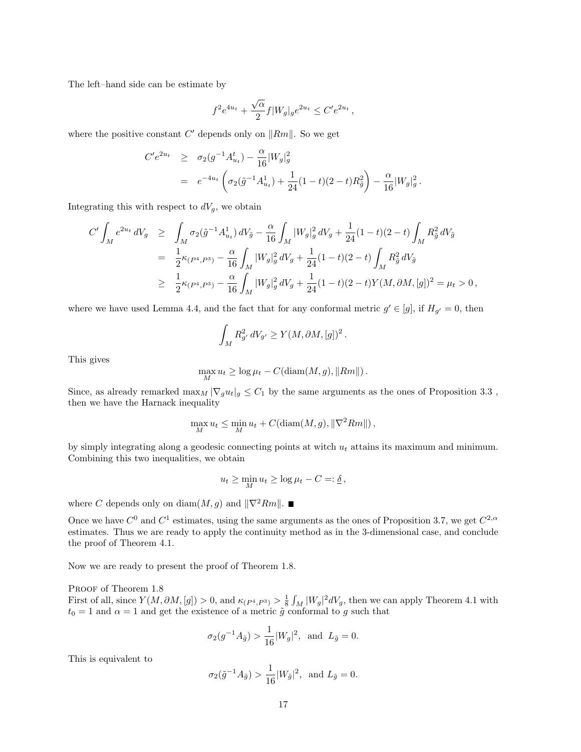The left–hand side can be estimate by

$$
f^2 e^{4u_t} + \frac{\sqrt{\alpha}}{2} f |W_g|_g e^{2u_t} \leq C' e^{2u_t} \,,
$$

where the positive constant $C'$ depends only on $\|Rm\|$. So we get

$$
\begin{aligned}
C' e^{2u_t} &\geq \sigma_2(g^{-1} A^t_{u_t}) - \frac{\alpha}{16} |W_g|^2_g \\
&= e^{-4u_t} \left( \sigma_2(\tilde{g}^{-1} A^1_{u_t}) + \frac{1}{24}(1-t)(2-t) R^2_{\tilde{g}} \right) - \frac{\alpha}{16} |W_g|^2_g \,.
\end{aligned}
$$

Integrating this with respect to $dV_g$, we obtain

$$
\begin{aligned}
C' \int_M e^{2u_t} \, dV_g &\geq \int_M \sigma_2(\tilde{g}^{-1} A^1_{u_t}) \, dV_{\tilde{g}} - \frac{\alpha}{16} \int_M |W_g|^2_g \, dV_g + \frac{1}{24}(1-t)(2-t) \int_M R^2_{\tilde{g}} \, dV_{\tilde{g}} \\
&= \frac{1}{2} \kappa_{(P^4,P^3)} - \frac{\alpha}{16} \int_M |W_g|^2_g \, dV_g + \frac{1}{24}(1-t)(2-t) \int_M R^2_{\tilde{g}} \, dV_{\tilde{g}} \\
&\geq \frac{1}{2} \kappa_{(P^4,P^3)} - \frac{\alpha}{16} \int_M |W_g|^2_g \, dV_g + \frac{1}{24}(1-t)(2-t) Y(M, \partial M, [g])^2 = \mu_t > 0 \,,
\end{aligned}
$$

where we have used Lemma 4.4, and the fact that for any conformal metric $g' \in [g]$, if $H_{g'} = 0$, then

$$
\int_M R^2_{g'} \, dV_{g'} \geq Y(M, \partial M, [g])^2 \,.
$$

This gives

$$
\max_M u_t \geq \log \mu_t - C(\operatorname{diam}(M, g), \|Rm\|) \,.
$$

Since, as already remarked $\max_M |\nabla_g u_t|_g \leq C_1$ by the same arguments as the ones of Proposition 3.3 , then we have the Harnack inequality

$$
\max_M u_t \leq \min_M u_t + C(\operatorname{diam}(M, g), \|\nabla^2 Rm\|) \,,
$$

by simply integrating along a geodesic connecting points at witch $u_t$ attains its maximum and minimum. Combining this two inequalities, we obtain

$$
u_t \geq \min_M u_t \geq \log \mu_t - C =: \underline{\delta} \,,
$$

where $C$ depends only on $\operatorname{diam}(M, g)$ and $\|\nabla^2 Rm\|$. ■

Once we have $C^0$ and $C^1$ estimates, using the same arguments as the ones of Proposition 3.7, we get $C^{2,\alpha}$ estimates. Thus we are ready to apply the continuity method as in the 3-dimensional case, and conclude the proof of Theorem 4.1.

Now we are ready to present the proof of Theorem 1.8.

Proof of Theorem 1.8

First of all, since $Y(M, \partial M, [g]) > 0$, and $\kappa_{(P^4,P^3)} > \frac{1}{8} \int_M |W_g|^2 dV_g$, then we can apply Theorem 4.1 with $t_0 = 1$ and $\alpha = 1$ and get the existence of a metric $\tilde{g}$ conformal to $g$ such that

$$
\sigma_2(g^{-1} A_{\tilde{g}}) > \frac{1}{16} |W_g|^2, \text{ and } L_{\tilde{g}} = 0.
$$

This is equivalent to

$$
\sigma_2(\tilde{g}^{-1} A_{\tilde{g}}) > \frac{1}{16} |W_{\tilde{g}}|^2, \text{ and } L_{\tilde{g}} = 0.
$$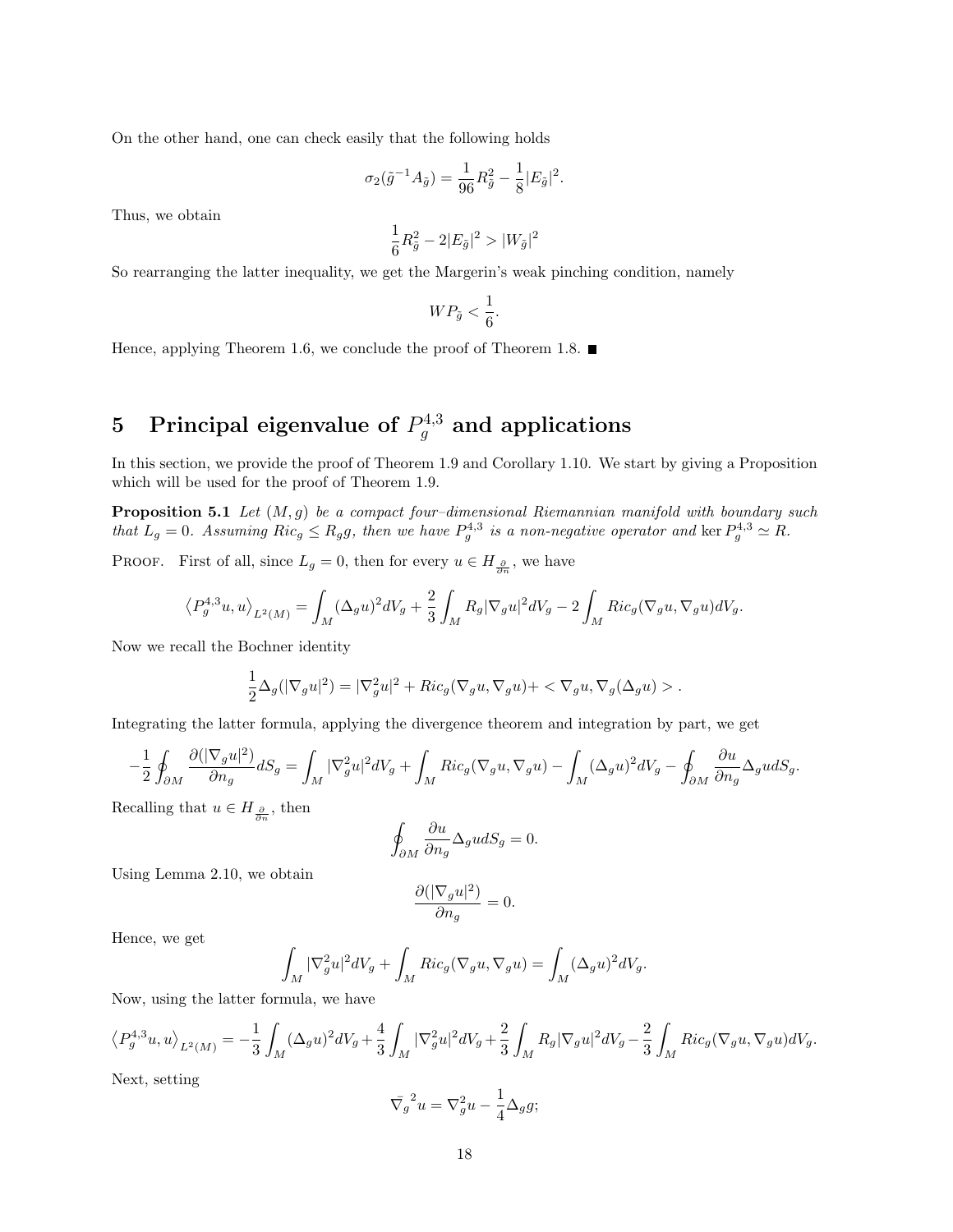On the other hand, one can check easily that the following holds

$$\sigma_2(\tilde{g}^{-1}A_{\tilde{g}}) = \frac{1}{96}R_{\tilde{g}}^2 - \frac{1}{8}|E_{\tilde{g}}|^2.$$

Thus, we obtain

$$\frac{1}{6}R_{\tilde{g}}^2 - 2|E_{\tilde{g}}|^2 > |W_{\tilde{g}}|^2$$

So rearranging the latter inequality, we get the Margerin's weak pinching condition, namely

$$WP_{\tilde{g}} < \frac{1}{6}.$$

Hence, applying Theorem 1.6, we conclude the proof of Theorem 1.8. ■

# 5 Principal eigenvalue of $P_g^{4,3}$ and applications

In this section, we provide the proof of Theorem 1.9 and Corollary 1.10. We start by giving a Proposition which will be used for the proof of Theorem 1.9.

**Proposition 5.1** *Let $(M, g)$ be a compact four–dimensional Riemannian manifold with boundary such that $L_g = 0$. Assuming $Ric_g \leq R_g g$, then we have $P_g^{4,3}$ is a non-negative operator and $\ker P_g^{4,3} \simeq R$.*

Proof. First of all, since $L_g = 0$, then for every $u \in H_{\frac{\partial}{\partial n}}$, we have

$$\left\langle P_g^{4,3}u, u\right\rangle_{L^2(M)} = \int_M (\Delta_g u)^2 dV_g + \frac{2}{3}\int_M R_g |\nabla_g u|^2 dV_g - 2\int_M Ric_g(\nabla_g u, \nabla_g u) dV_g.$$

Now we recall the Bochner identity

$$\frac{1}{2}\Delta_g(|\nabla_g u|^2) = |\nabla_g^2 u|^2 + Ric_g(\nabla_g u, \nabla_g u) + < \nabla_g u, \nabla_g(\Delta_g u) > .$$

Integrating the latter formula, applying the divergence theorem and integration by part, we get

$$-\frac{1}{2}\oint_{\partial M} \frac{\partial(|\nabla_g u|^2)}{\partial n_g} dS_g = \int_M |\nabla_g^2 u|^2 dV_g + \int_M Ric_g(\nabla_g u, \nabla_g u) - \int_M (\Delta_g u)^2 dV_g - \oint_{\partial M} \frac{\partial u}{\partial n_g}\Delta_g u dS_g.$$

Recalling that $u \in H_{\frac{\partial}{\partial n}}$, then

$$\oint_{\partial M} \frac{\partial u}{\partial n_g}\Delta_g u dS_g = 0.$$

Using Lemma 2.10, we obtain

$$\frac{\partial(|\nabla_g u|^2)}{\partial n_g} = 0.$$

Hence, we get

$$\int_M |\nabla_g^2 u|^2 dV_g + \int_M Ric_g(\nabla_g u, \nabla_g u) = \int_M (\Delta_g u)^2 dV_g.$$

Now, using the latter formula, we have

$$\left\langle P_g^{4,3}u, u\right\rangle_{L^2(M)} = -\frac{1}{3}\int_M (\Delta_g u)^2 dV_g + \frac{4}{3}\int_M |\nabla_g^2 u|^2 dV_g + \frac{2}{3}\int_M R_g |\nabla_g u|^2 dV_g - \frac{2}{3}\int_M Ric_g(\nabla_g u, \nabla_g u) dV_g.$$

Next, setting

$$\bar{\nabla_g}^2 u = \nabla_g^2 u - \frac{1}{4}\Delta_g g;$$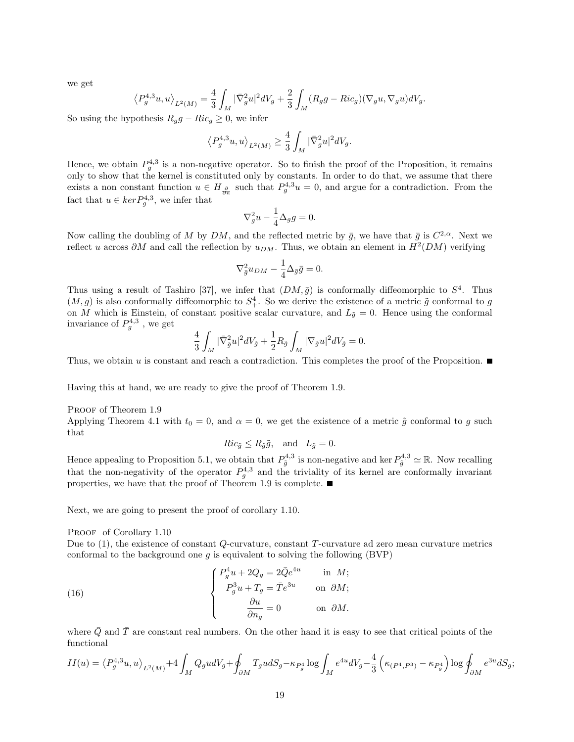we get

$$\left\langle P_g^{4,3}u,u\right\rangle_{L^2(M)}=\frac{4}{3}\int_M|\bar{\nabla}_g^2u|^2dV_g+\frac{2}{3}\int_M(R_gg-Ric_g)(\nabla_gu,\nabla_gu)dV_g.$$

So using the hypothesis $R_gg-Ric_g\geq 0$, we infer

$$\left\langle P_g^{4,3}u,u\right\rangle_{L^2(M)}\geq\frac{4}{3}\int_M|\bar{\nabla}_g^2u|^2dV_g.$$

Hence, we obtain $P_g^{4,3}$ is a non-negative operator. So to finish the proof of the Proposition, it remains only to show that the kernel is constituted only by constants. In order to do that, we assume that there exists a non constant function $u\in H_{\frac{\partial}{\partial n}}$ such that $P_g^{4,3}u=0$, and argue for a contradiction. From the fact that $u\in ker P_g^{4,3}$, we infer that

$$\nabla_g^2u-\frac{1}{4}\Delta_gg=0.$$

Now calling the doubling of $M$ by $DM$, and the reflected metric by $\bar{g}$, we have that $\bar{g}$ is $C^{2,\alpha}$. Next we reflect $u$ across $\partial M$ and call the reflection by $u_{DM}$. Thus, we obtain an element in $H^2(DM)$ verifying

$$\nabla_{\bar{g}}^2u_{DM}-\frac{1}{4}\Delta_{\bar{g}}\bar{g}=0.$$

Thus using a result of Tashiro [37], we infer that $(DM,\bar{g})$ is conformally diffeomorphic to $S^4$. Thus $(M,g)$ is also conformally diffeomorphic to $S^4_+$. So we derive the existence of a metric $\tilde{g}$ conformal to $g$ on $M$ which is Einstein, of constant positive scalar curvature, and $L_{\tilde{g}}=0$. Hence using the conformal invariance of $P_g^{4,3}$ , we get

$$\frac{4}{3}\int_M|\bar{\nabla}_{\tilde{g}}^2u|^2dV_{\tilde{g}}+\frac{1}{2}R_{\tilde{g}}\int_M|\nabla_{\tilde{g}}u|^2dV_{\tilde{g}}=0.$$

Thus, we obtain $u$ is constant and reach a contradiction. This completes the proof of the Proposition. ■

Having this at hand, we are ready to give the proof of Theorem 1.9.

Proof of Theorem 1.9
Applying Theorem 4.1 with $t_0=0$, and $\alpha=0$, we get the existence of a metric $\tilde{g}$ conformal to $g$ such that

$$Ric_{\tilde{g}}\leq R_{\tilde{g}}\tilde{g},\quad\text{and}\quad L_{\tilde{g}}=0.$$

Hence appealing to Proposition 5.1, we obtain that $P_{\tilde{g}}^{4,3}$ is non-negative and $\ker P_{\tilde{g}}^{4,3}\simeq\mathbb{R}$. Now recalling that the non-negativity of the operator $P_g^{4,3}$ and the triviality of its kernel are conformally invariant properties, we have that the proof of Theorem 1.9 is complete. ■

Next, we are going to present the proof of corollary 1.10.

Proof of Corollary 1.10
Due to (1), the existence of constant $Q$-curvature, constant $T$-curvature ad zero mean curvature metrics conformal to the background one $g$ is equivalent to solving the following (BVP)

$$\begin{cases}P_g^4u+2Q_g=2\bar{Q}e^{4u} & \text{in }\ M;\\ P_g^3u+T_g=\bar{T}e^{3u} & \text{on }\ \partial M;\\ \dfrac{\partial u}{\partial n_g}=0 & \text{on }\ \partial M.\end{cases}\tag{16}$$

where $\bar{Q}$ and $\bar{T}$ are constant real numbers. On the other hand it is easy to see that critical points of the functional

$$II(u)=\left\langle P_g^{4,3}u,u\right\rangle_{L^2(M)}+4\int_MQ_gudV_g+\oint_{\partial M}T_gudS_g-\kappa_{P_g^4}\log\int_Me^{4u}dV_g-\frac{4}{3}\left(\kappa_{(P^4,P^3)}-\kappa_{P_g^4}\right)\log\oint_{\partial M}e^{3u}dS_g;$$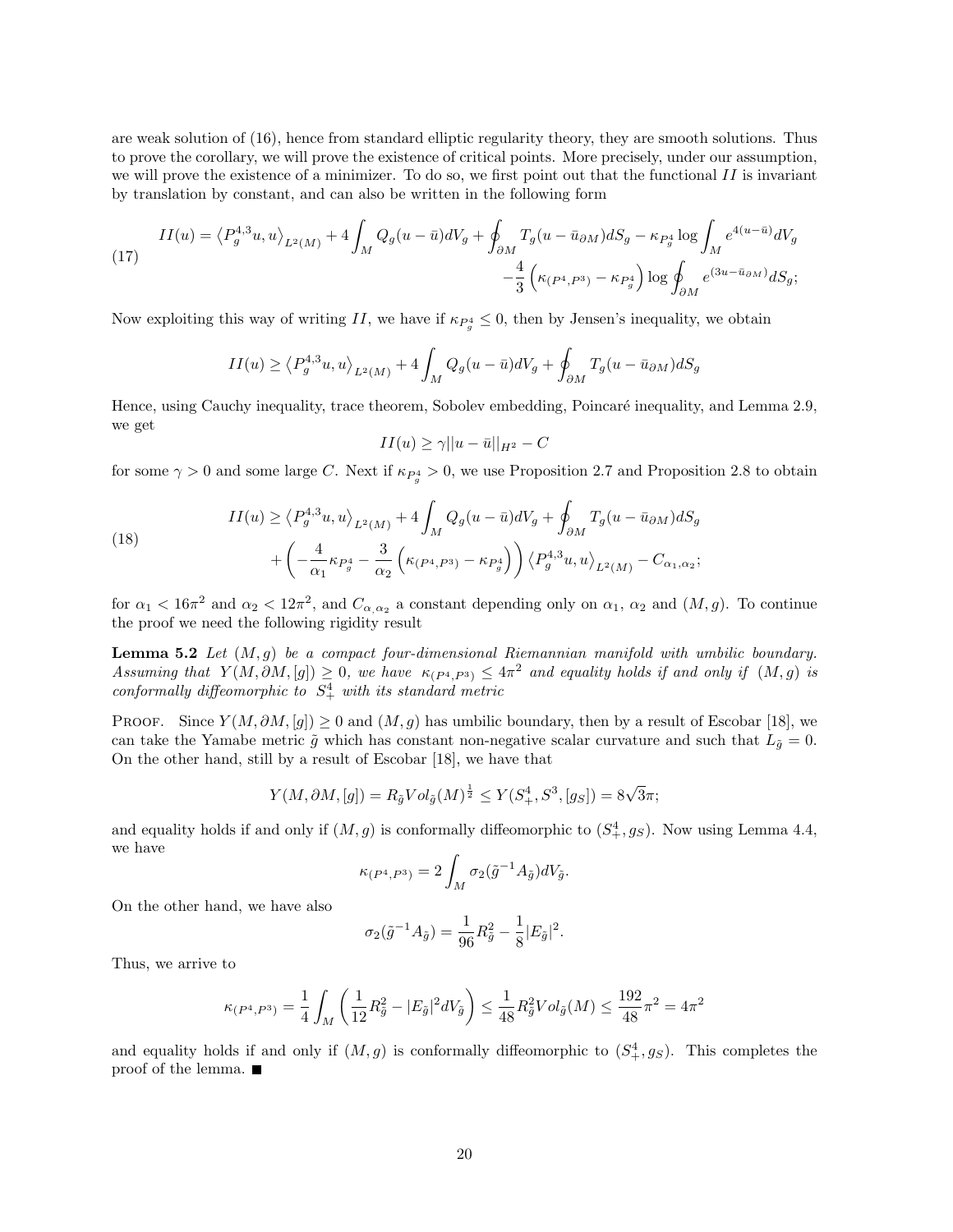are weak solution of (16), hence from standard elliptic regularity theory, they are smooth solutions. Thus to prove the corollary, we will prove the existence of critical points. More precisely, under our assumption, we will prove the existence of a minimizer. To do so, we first point out that the functional $II$ is invariant by translation by constant, and can also be written in the following form

$$
\begin{aligned}
II(u) = \left\langle P_g^{4,3}u, u\right\rangle_{L^2(M)} + 4\int_M Q_g(u-\bar{u})dV_g + \oint_{\partial M} T_g(u-\bar{u}_{\partial M})dS_g - \kappa_{P_g^4}\log\int_M e^{4(u-\bar{u})}dV_g \\
-\frac{4}{3}\left(\kappa_{(P^4,P^3)} - \kappa_{P_g^4}\right)\log\oint_{\partial M} e^{(3u-\bar{u}_{\partial M})}dS_g;
\end{aligned}
\tag{17}
$$

Now exploiting this way of writing $II$, we have if $\kappa_{P_g^4} \leq 0$, then by Jensen's inequality, we obtain

$$
II(u) \geq \left\langle P_g^{4,3}u, u\right\rangle_{L^2(M)} + 4\int_M Q_g(u-\bar{u})dV_g + \oint_{\partial M} T_g(u-\bar{u}_{\partial M})dS_g
$$

Hence, using Cauchy inequality, trace theorem, Sobolev embedding, Poincaré inequality, and Lemma 2.9, we get

$$
II(u) \geq \gamma||u-\bar{u}||_{H^2} - C
$$

for some $\gamma > 0$ and some large $C$. Next if $\kappa_{P_g^4} > 0$, we use Proposition 2.7 and Proposition 2.8 to obtain

$$
\begin{aligned}
II(u) \geq \left\langle P_g^{4,3}u, u\right\rangle_{L^2(M)} + 4\int_M Q_g(u-\bar{u})dV_g + \oint_{\partial M} T_g(u-\bar{u}_{\partial M})dS_g \\
+\left(-\frac{4}{\alpha_1}\kappa_{P_g^4} - \frac{3}{\alpha_2}\left(\kappa_{(P^4,P^3)} - \kappa_{P_g^4}\right)\right)\left\langle P_g^{4,3}u, u\right\rangle_{L^2(M)} - C_{\alpha_1,\alpha_2};
\end{aligned}
\tag{18}
$$

for $\alpha_1 < 16\pi^2$ and $\alpha_2 < 12\pi^2$, and $C_{\alpha,\alpha_2}$ a constant depending only on $\alpha_1$, $\alpha_2$ and $(M,g)$. To continue the proof we need the following rigidity result

**Lemma 5.2** *Let $(M,g)$ be a compact four-dimensional Riemannian manifold with umbilic boundary. Assuming that $Y(M,\partial M,[g]) \geq 0$, we have $\kappa_{(P^4,P^3)} \leq 4\pi^2$ and equality holds if and only if $(M,g)$ is conformally diffeomorphic to $S_+^4$ with its standard metric*

PROOF. Since $Y(M,\partial M,[g]) \geq 0$ and $(M,g)$ has umbilic boundary, then by a result of Escobar [18], we can take the Yamabe metric $\tilde{g}$ which has constant non-negative scalar curvature and such that $L_{\tilde{g}} = 0$. On the other hand, still by a result of Escobar [18], we have that

$$
Y(M,\partial M,[g]) = R_{\tilde{g}}Vol_{\tilde{g}}(M)^{\frac{1}{2}} \leq Y(S_+^4, S^3, [g_S]) = 8\sqrt{3}\pi;
$$

and equality holds if and only if $(M,g)$ is conformally diffeomorphic to $(S_+^4, g_S)$. Now using Lemma 4.4, we have

$$
\kappa_{(P^4,P^3)} = 2\int_M \sigma_2(\tilde{g}^{-1}A_{\tilde{g}})dV_{\tilde{g}}.
$$

On the other hand, we have also

$$
\sigma_2(\tilde{g}^{-1}A_{\tilde{g}}) = \frac{1}{96}R_{\tilde{g}}^2 - \frac{1}{8}|E_{\tilde{g}}|^2.
$$

Thus, we arrive to

$$
\kappa_{(P^4,P^3)} = \frac{1}{4}\int_M \left(\frac{1}{12}R_{\tilde{g}}^2 - |E_{\tilde{g}}|^2 dV_{\tilde{g}}\right) \leq \frac{1}{48}R_{\tilde{g}}^2 Vol_{\tilde{g}}(M) \leq \frac{192}{48}\pi^2 = 4\pi^2
$$

and equality holds if and only if $(M,g)$ is conformally diffeomorphic to $(S_+^4, g_S)$. This completes the proof of the lemma. ■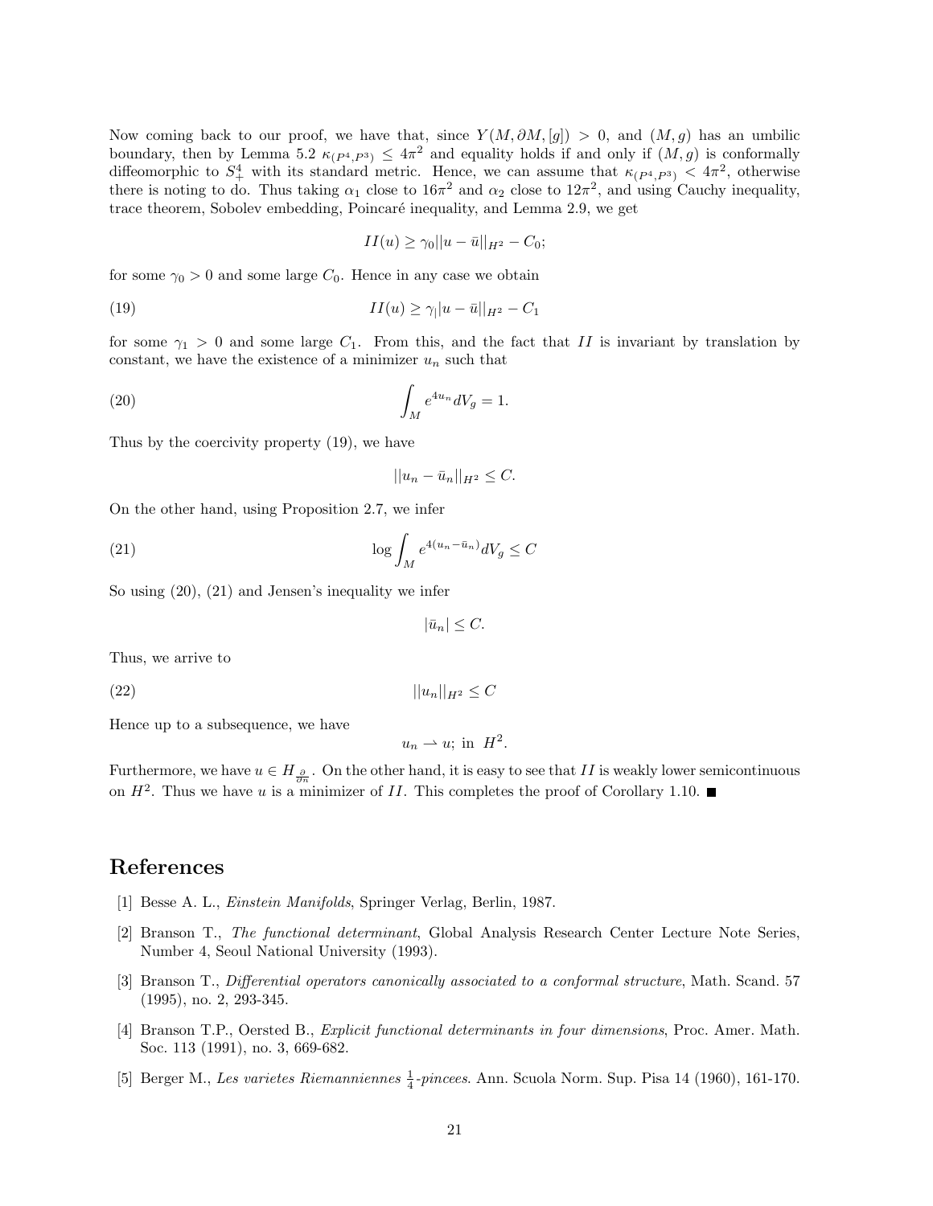Now coming back to our proof, we have that, since $Y(M, \partial M, [g]) > 0$, and $(M, g)$ has an umbilic boundary, then by Lemma 5.2 $\kappa_{(P^4,P^3)} \leq 4\pi^2$ and equality holds if and only if $(M, g)$ is conformally diffeomorphic to $S^4_+$ with its standard metric. Hence, we can assume that $\kappa_{(P^4,P^3)} < 4\pi^2$, otherwise there is noting to do. Thus taking $\alpha_1$ close to $16\pi^2$ and $\alpha_2$ close to $12\pi^2$, and using Cauchy inequality, trace theorem, Sobolev embedding, Poincaré inequality, and Lemma 2.9, we get

$$II(u) \geq \gamma_0 ||u - \bar{u}||_{H^2} - C_0;$$

for some $\gamma_0 > 0$ and some large $C_0$. Hence in any case we obtain

$$II(u) \geq \gamma_| |u - \bar{u}||_{H^2} - C_1 \tag{19}$$

for some $\gamma_1 > 0$ and some large $C_1$. From this, and the fact that $II$ is invariant by translation by constant, we have the existence of a minimizer $u_n$ such that

$$\int_M e^{4u_n} dV_g = 1. \tag{20}$$

Thus by the coercivity property (19), we have

$$||u_n - \bar{u}_n||_{H^2} \leq C.$$

On the other hand, using Proposition 2.7, we infer

$$\log \int_M e^{4(u_n - \bar{u}_n)} dV_g \leq C \tag{21}$$

So using (20), (21) and Jensen's inequality we infer

$$|\bar{u}_n| \leq C.$$

Thus, we arrive to

$$||u_n||_{H^2} \leq C \tag{22}$$

Hence up to a subsequence, we have

$$u_n \rightharpoonup u; \text{ in } H^2.$$

Furthermore, we have $u \in H_{\frac{\partial}{\partial n}}$. On the other hand, it is easy to see that $II$ is weakly lower semicontinuous on $H^2$. Thus we have $u$ is a minimizer of $II$. This completes the proof of Corollary 1.10. ■

## References

[1] Besse A. L., *Einstein Manifolds*, Springer Verlag, Berlin, 1987.

[2] Branson T., *The functional determinant*, Global Analysis Research Center Lecture Note Series, Number 4, Seoul National University (1993).

[3] Branson T., *Differential operators canonically associated to a conformal structure*, Math. Scand. 57 (1995), no. 2, 293-345.

[4] Branson T.P., Oersted B., *Explicit functional determinants in four dimensions*, Proc. Amer. Math. Soc. 113 (1991), no. 3, 669-682.

[5] Berger M., *Les varietes Riemanniennes $\frac{1}{4}$-pincees*. Ann. Scuola Norm. Sup. Pisa 14 (1960), 161-170.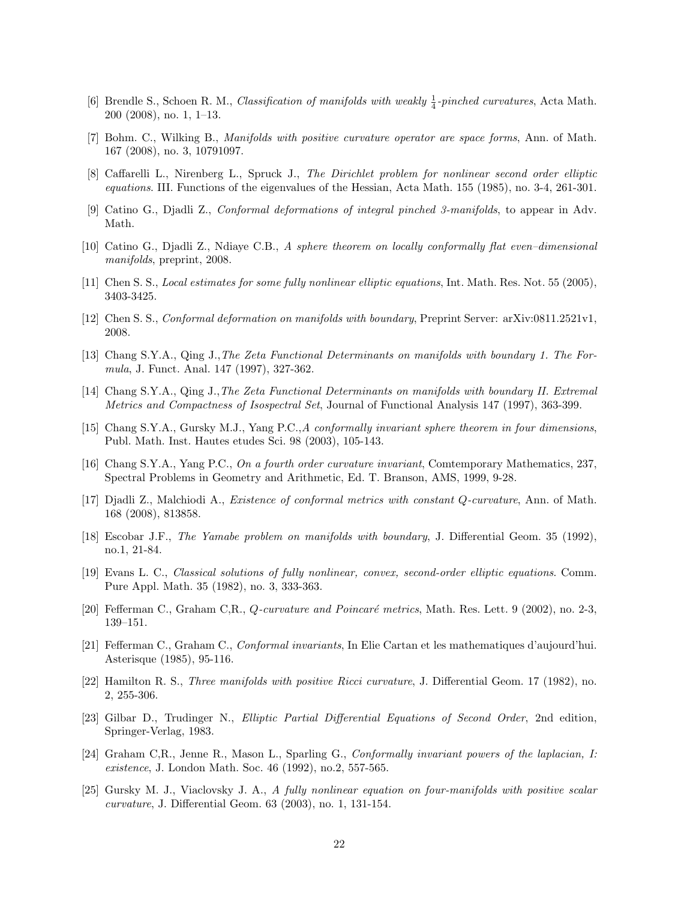[6] Brendle S., Schoen R. M., *Classification of manifolds with weakly $\frac{1}{4}$-pinched curvatures*, Acta Math. 200 (2008), no. 1, 1–13.

[7] Bohm. C., Wilking B., *Manifolds with positive curvature operator are space forms*, Ann. of Math. 167 (2008), no. 3, 10791097.

[8] Caffarelli L., Nirenberg L., Spruck J., *The Dirichlet problem for nonlinear second order elliptic equations*. III. Functions of the eigenvalues of the Hessian, Acta Math. 155 (1985), no. 3-4, 261-301.

[9] Catino G., Djadli Z., *Conformal deformations of integral pinched 3-manifolds*, to appear in Adv. Math.

[10] Catino G., Djadli Z., Ndiaye C.B., *A sphere theorem on locally conformally flat even–dimensional manifolds*, preprint, 2008.

[11] Chen S. S., *Local estimates for some fully nonlinear elliptic equations*, Int. Math. Res. Not. 55 (2005), 3403-3425.

[12] Chen S. S., *Conformal deformation on manifolds with boundary*, Preprint Server: arXiv:0811.2521v1, 2008.

[13] Chang S.Y.A., Qing J.,*The Zeta Functional Determinants on manifolds with boundary 1. The Formula*, J. Funct. Anal. 147 (1997), 327-362.

[14] Chang S.Y.A., Qing J.,*The Zeta Functional Determinants on manifolds with boundary II. Extremal Metrics and Compactness of Isospectral Set*, Journal of Functional Analysis 147 (1997), 363-399.

[15] Chang S.Y.A., Gursky M.J., Yang P.C.,*A conformally invariant sphere theorem in four dimensions*, Publ. Math. Inst. Hautes etudes Sci. 98 (2003), 105-143.

[16] Chang S.Y.A., Yang P.C., *On a fourth order curvature invariant*, Comtemporary Mathematics, 237, Spectral Problems in Geometry and Arithmetic, Ed. T. Branson, AMS, 1999, 9-28.

[17] Djadli Z., Malchiodi A., *Existence of conformal metrics with constant Q-curvature*, Ann. of Math. 168 (2008), 813858.

[18] Escobar J.F., *The Yamabe problem on manifolds with boundary*, J. Differential Geom. 35 (1992), no.1, 21-84.

[19] Evans L. C., *Classical solutions of fully nonlinear, convex, second-order elliptic equations*. Comm. Pure Appl. Math. 35 (1982), no. 3, 333-363.

[20] Fefferman C., Graham C,R., *Q-curvature and Poincaré metrics*, Math. Res. Lett. 9 (2002), no. 2-3, 139–151.

[21] Fefferman C., Graham C., *Conformal invariants*, In Elie Cartan et les mathematiques d'aujourd'hui. Asterisque (1985), 95-116.

[22] Hamilton R. S., *Three manifolds with positive Ricci curvature*, J. Differential Geom. 17 (1982), no. 2, 255-306.

[23] Gilbar D., Trudinger N., *Elliptic Partial Differential Equations of Second Order*, 2nd edition, Springer-Verlag, 1983.

[24] Graham C,R., Jenne R., Mason L., Sparling G., *Conformally invariant powers of the laplacian, I: existence*, J. London Math. Soc. 46 (1992), no.2, 557-565.

[25] Gursky M. J., Viaclovsky J. A., *A fully nonlinear equation on four-manifolds with positive scalar curvature*, J. Differential Geom. 63 (2003), no. 1, 131-154.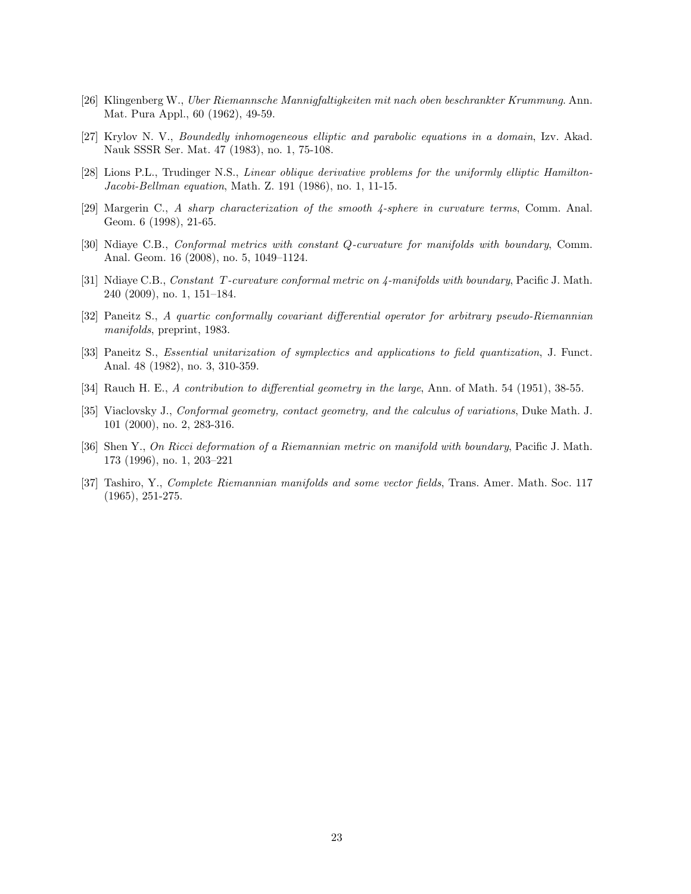[26] Klingenberg W., *Uber Riemannsche Mannigfaltigkeiten mit nach oben beschrankter Krummung*. Ann. Mat. Pura Appl., 60 (1962), 49-59.

[27] Krylov N. V., *Boundedly inhomogeneous elliptic and parabolic equations in a domain*, Izv. Akad. Nauk SSSR Ser. Mat. 47 (1983), no. 1, 75-108.

[28] Lions P.L., Trudinger N.S., *Linear oblique derivative problems for the uniformly elliptic Hamilton-Jacobi-Bellman equation*, Math. Z. 191 (1986), no. 1, 11-15.

[29] Margerin C., *A sharp characterization of the smooth 4-sphere in curvature terms*, Comm. Anal. Geom. 6 (1998), 21-65.

[30] Ndiaye C.B., *Conformal metrics with constant $Q$-curvature for manifolds with boundary*, Comm. Anal. Geom. 16 (2008), no. 5, 1049–1124.

[31] Ndiaye C.B., *Constant $T$-curvature conformal metric on 4-manifolds with boundary*, Pacific J. Math. 240 (2009), no. 1, 151–184.

[32] Paneitz S., *A quartic conformally covariant differential operator for arbitrary pseudo-Riemannian manifolds*, preprint, 1983.

[33] Paneitz S., *Essential unitarization of symplectics and applications to field quantization*, J. Funct. Anal. 48 (1982), no. 3, 310-359.

[34] Rauch H. E., *A contribution to differential geometry in the large*, Ann. of Math. 54 (1951), 38-55.

[35] Viaclovsky J., *Conformal geometry, contact geometry, and the calculus of variations*, Duke Math. J. 101 (2000), no. 2, 283-316.

[36] Shen Y., *On Ricci deformation of a Riemannian metric on manifold with boundary*, Pacific J. Math. 173 (1996), no. 1, 203–221

[37] Tashiro, Y., *Complete Riemannian manifolds and some vector fields*, Trans. Amer. Math. Soc. 117 (1965), 251-275.